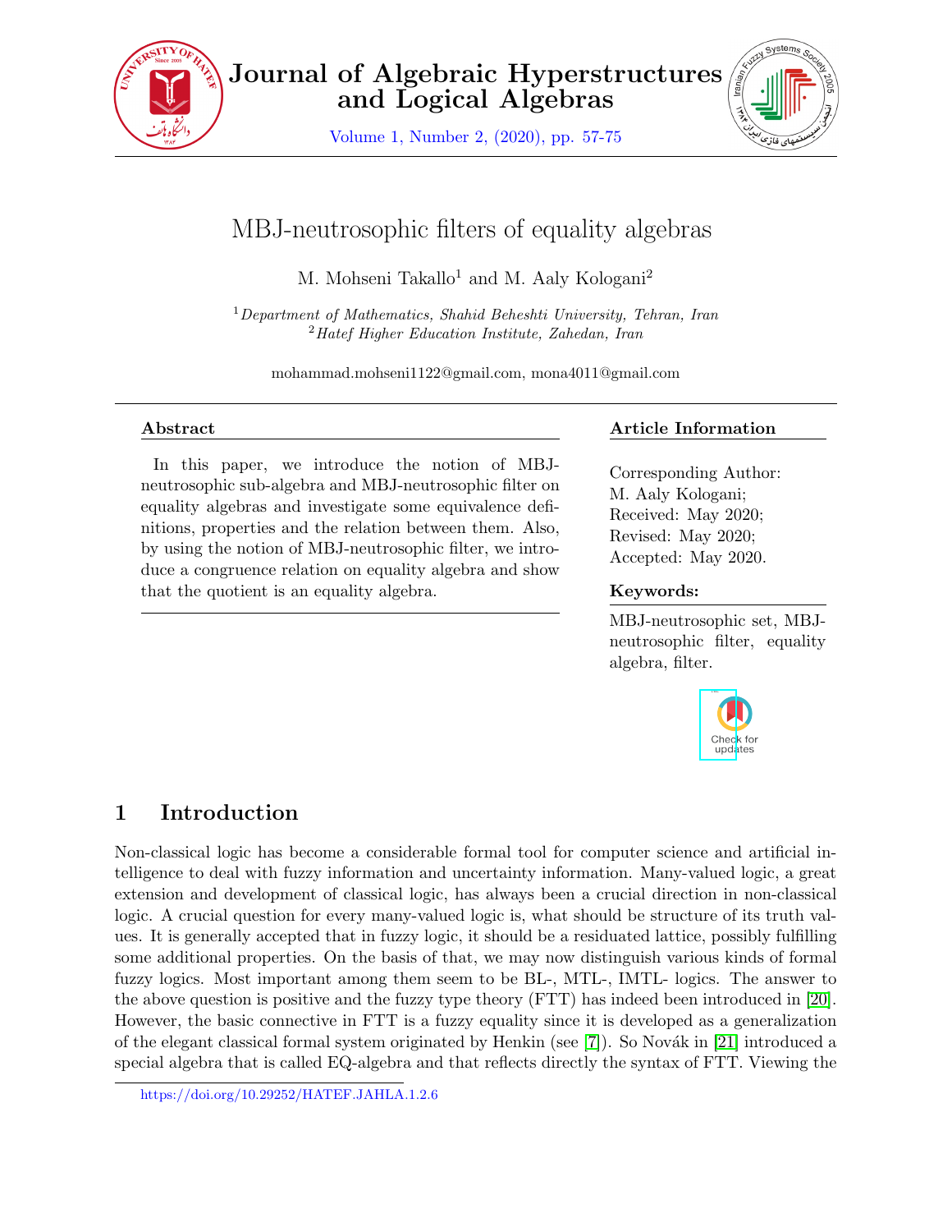# MBJ-neutrosophic filters of equality algebras

M. Mohseni Takallo[1] and M. Aaly Kologani[2]

[1] *Department of Mathematics, Shahid Beheshti University, Tehran, Iran*
[2] *Hatef Higher Education Institute, Zahedan, Iran*

mohammad.mohseni1122@gmail.com, mona4011@gmail.com

### Abstract

In this paper, we introduce the notion of MBJ-neutrosophic sub-algebra and MBJ-neutrosophic filter on equality algebras and investigate some equivalence definitions, properties and the relation between them. Also, by using the notion of MBJ-neutrosophic filter, we introduce a congruence relation on equality algebra and show that the quotient is an equality algebra.

### Article Information

Corresponding Author: M. Aaly Kologani;
Received: May 2020;
Revised: May 2020;
Accepted: May 2020.

### Keywords:

MBJ-neutrosophic set, MBJ-neutrosophic filter, equality algebra, filter.

## 1 Introduction

Non-classical logic has become a considerable formal tool for computer science and artificial intelligence to deal with fuzzy information and uncertainty information. Many-valued logic, a great extension and development of classical logic, has always been a crucial direction in non-classical logic. A crucial question for every many-valued logic is, what should be structure of its truth values. It is generally accepted that in fuzzy logic, it should be a residuated lattice, possibly fulfilling some additional properties. On the basis of that, we may now distinguish various kinds of formal fuzzy logics. Most important among them seem to be BL-, MTL-, IMTL- logics. The answer to the above question is positive and the fuzzy type theory (FTT) has indeed been introduced in [20]. However, the basic connective in FTT is a fuzzy equality since it is developed as a generalization of the elegant classical formal system originated by Henkin (see [7]). So Novák in [21] introduced a special algebra that is called EQ-algebra and that reflects directly the syntax of FTT. Viewing the

https://doi.org/10.29252/HATEF.JAHLA.1.2.6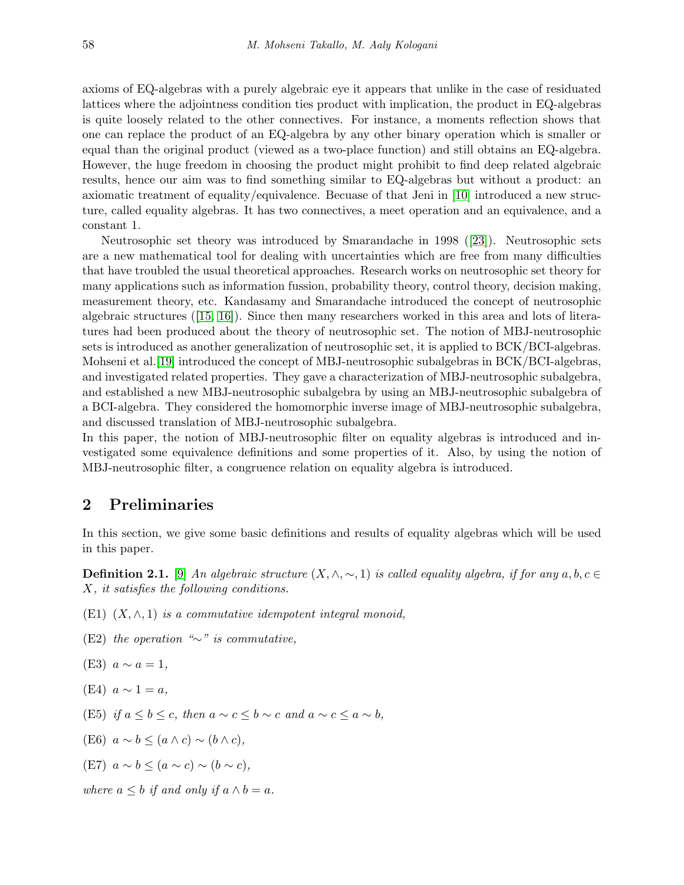axioms of EQ-algebras with a purely algebraic eye it appears that unlike in the case of residuated lattices where the adjointness condition ties product with implication, the product in EQ-algebras is quite loosely related to the other connectives. For instance, a moments reflection shows that one can replace the product of an EQ-algebra by any other binary operation which is smaller or equal than the original product (viewed as a two-place function) and still obtains an EQ-algebra. However, the huge freedom in choosing the product might prohibit to find deep related algebraic results, hence our aim was to find something similar to EQ-algebras but without a product: an axiomatic treatment of equality/equivalence. Becuase of that Jeni in [10] introduced a new structure, called equality algebras. It has two connectives, a meet operation and an equivalence, and a constant 1.

Neutrosophic set theory was introduced by Smarandache in 1998 ([23]). Neutrosophic sets are a new mathematical tool for dealing with uncertainties which are free from many difficulties that have troubled the usual theoretical approaches. Research works on neutrosophic set theory for many applications such as information fussion, probability theory, control theory, decision making, measurement theory, etc. Kandasamy and Smarandache introduced the concept of neutrosophic algebraic structures ([15, 16]). Since then many researchers worked in this area and lots of literatures had been produced about the theory of neutrosophic set. The notion of MBJ-neutrosophic sets is introduced as another generalization of neutrosophic set, it is applied to BCK/BCI-algebras. Mohseni et al.[19] introduced the concept of MBJ-neutrosophic subalgebras in BCK/BCI-algebras, and investigated related properties. They gave a characterization of MBJ-neutrosophic subalgebra, and established a new MBJ-neutrosophic subalgebra by using an MBJ-neutrosophic subalgebra of a BCI-algebra. They considered the homomorphic inverse image of MBJ-neutrosophic subalgebra, and discussed translation of MBJ-neutrosophic subalgebra.
In this paper, the notion of MBJ-neutrosophic filter on equality algebras is introduced and investigated some equivalence definitions and some properties of it. Also, by using the notion of MBJ-neutrosophic filter, a congruence relation on equality algebra is introduced.

## 2 Preliminaries

In this section, we give some basic definitions and results of equality algebras which will be used in this paper.

**Definition 2.1.** [9] *An algebraic structure $(X, \wedge, \sim, 1)$ is called equality algebra, if for any $a, b, c \in X$, it satisfies the following conditions.*

- (E1) *$(X, \wedge, 1)$ is a commutative idempotent integral monoid,*
- (E2) *the operation "$\sim$" is commutative,*
- (E3) $a \sim a = 1$,
- (E4) $a \sim 1 = a$,
- (E5) *if $a \leq b \leq c$, then $a \sim c \leq b \sim c$ and $a \sim c \leq a \sim b$,*
- (E6) $a \sim b \leq (a \wedge c) \sim (b \wedge c)$,
- (E7) $a \sim b \leq (a \sim c) \sim (b \sim c)$,

*where $a \leq b$ if and only if $a \wedge b = a$.*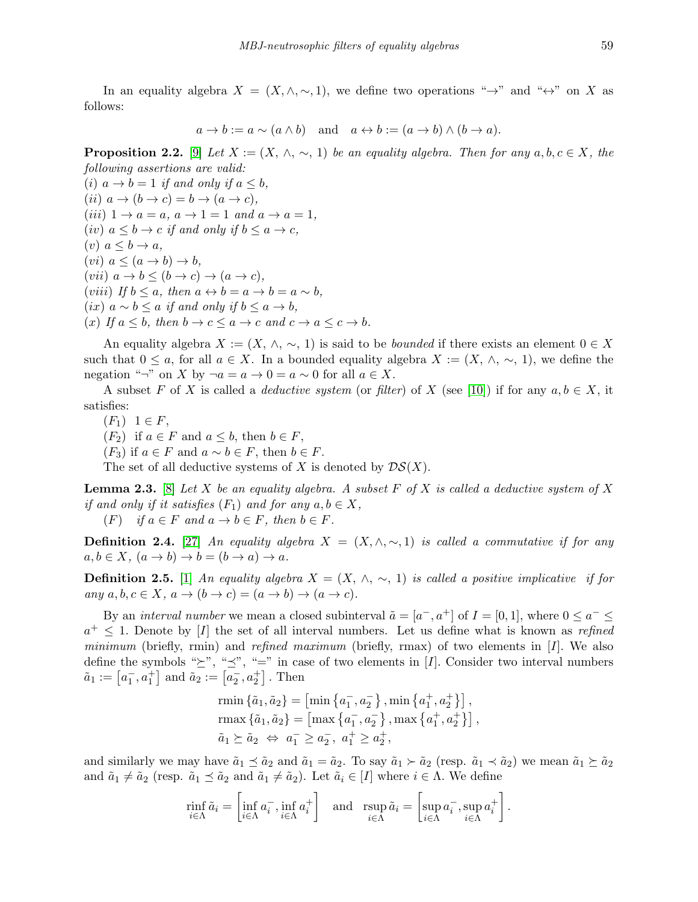In an equality algebra $X = (X, \wedge, \sim, 1)$, we define two operations "$\rightarrow$" and "$\leftrightarrow$" on $X$ as follows:

$$a \rightarrow b := a \sim (a \wedge b) \quad \text{and} \quad a \leftrightarrow b := (a \rightarrow b) \wedge (b \rightarrow a).$$

**Proposition 2.2.** [9] *Let $X := (X, \wedge, \sim, 1)$ be an equality algebra. Then for any $a, b, c \in X$, the following assertions are valid:*
*(i) $a \rightarrow b = 1$ if and only if $a \leq b$,*
*(ii) $a \rightarrow (b \rightarrow c) = b \rightarrow (a \rightarrow c)$,*
*(iii) $1 \rightarrow a = a$, $a \rightarrow 1 = 1$ and $a \rightarrow a = 1$,*
*(iv) $a \leq b \rightarrow c$ if and only if $b \leq a \rightarrow c$,*
*(v) $a \leq b \rightarrow a$,*
*(vi) $a \leq (a \rightarrow b) \rightarrow b$,*
*(vii) $a \rightarrow b \leq (b \rightarrow c) \rightarrow (a \rightarrow c)$,*
*(viii) If $b \leq a$, then $a \leftrightarrow b = a \rightarrow b = a \sim b$,*
*(ix) $a \sim b \leq a$ if and only if $b \leq a \rightarrow b$,*
*(x) If $a \leq b$, then $b \rightarrow c \leq a \rightarrow c$ and $c \rightarrow a \leq c \rightarrow b$.*

An equality algebra $X := (X, \wedge, \sim, 1)$ is said to be *bounded* if there exists an element $0 \in X$ such that $0 \leq a$, for all $a \in X$. In a bounded equality algebra $X := (X, \wedge, \sim, 1)$, we define the negation "$\neg$" on $X$ by $\neg a = a \rightarrow 0 = a \sim 0$ for all $a \in X$.

A subset $F$ of $X$ is called a *deductive system* (or *filter*) of $X$ (see [10]) if for any $a, b \in X$, it satisfies:

$(F_1)$ $1 \in F$,

$(F_2)$ if $a \in F$ and $a \leq b$, then $b \in F$,

$(F_3)$ if $a \in F$ and $a \sim b \in F$, then $b \in F$.

The set of all deductive systems of $X$ is denoted by $\mathcal{DS}(X)$.

**Lemma 2.3.** [8] *Let $X$ be an equality algebra. A subset $F$ of $X$ is called a deductive system of $X$ if and only if it satisfies $(F_1)$ and for any $a, b \in X$,*

$(F)$ *if $a \in F$ and $a \rightarrow b \in F$, then $b \in F$.*

**Definition 2.4.** [27] *An equality algebra $X = (X, \wedge, \sim, 1)$ is called a commutative if for any $a, b \in X$, $(a \rightarrow b) \rightarrow b = (b \rightarrow a) \rightarrow a$.*

**Definition 2.5.** [1] *An equality algebra $X = (X, \wedge, \sim, 1)$ is called a positive implicative if for any $a, b, c \in X$, $a \rightarrow (b \rightarrow c) = (a \rightarrow b) \rightarrow (a \rightarrow c)$.*

By an *interval number* we mean a closed subinterval $\tilde{a} = [a^-, a^+]$ of $I = [0, 1]$, where $0 \leq a^- \leq a^+ \leq 1$. Denote by $[I]$ the set of all interval numbers. Let us define what is known as *refined minimum* (briefly, rmin) and *refined maximum* (briefly, rmax) of two elements in $[I]$. We also define the symbols "$\succeq$", "$\preceq$", "$=$" in case of two elements in $[I]$. Consider two interval numbers $\tilde{a}_1 := \left[a_1^-, a_1^+\right]$ and $\tilde{a}_2 := \left[a_2^-, a_2^+\right]$. Then

$$\begin{aligned}
&\operatorname{rmin}\{\tilde{a}_1, \tilde{a}_2\} = \left[\min\left\{a_1^-, a_2^-\right\}, \min\left\{a_1^+, a_2^+\right\}\right], \\
&\operatorname{rmax}\{\tilde{a}_1, \tilde{a}_2\} = \left[\max\left\{a_1^-, a_2^-\right\}, \max\left\{a_1^+, a_2^+\right\}\right], \\
&\tilde{a}_1 \succeq \tilde{a}_2 \;\Leftrightarrow\; a_1^- \geq a_2^-,\ a_1^+ \geq a_2^+,
\end{aligned}$$

and similarly we may have $\tilde{a}_1 \preceq \tilde{a}_2$ and $\tilde{a}_1 = \tilde{a}_2$. To say $\tilde{a}_1 \succ \tilde{a}_2$ (resp. $\tilde{a}_1 \prec \tilde{a}_2$) we mean $\tilde{a}_1 \succeq \tilde{a}_2$ and $\tilde{a}_1 \neq \tilde{a}_2$ (resp. $\tilde{a}_1 \preceq \tilde{a}_2$ and $\tilde{a}_1 \neq \tilde{a}_2$). Let $\tilde{a}_i \in [I]$ where $i \in \Lambda$. We define

$$\operatorname*{rinf}_{i \in \Lambda} \tilde{a}_i = \left[\inf_{i \in \Lambda} a_i^-, \inf_{i \in \Lambda} a_i^+\right] \quad \text{and} \quad \operatorname*{rsup}_{i \in \Lambda} \tilde{a}_i = \left[\sup_{i \in \Lambda} a_i^-, \sup_{i \in \Lambda} a_i^+\right].$$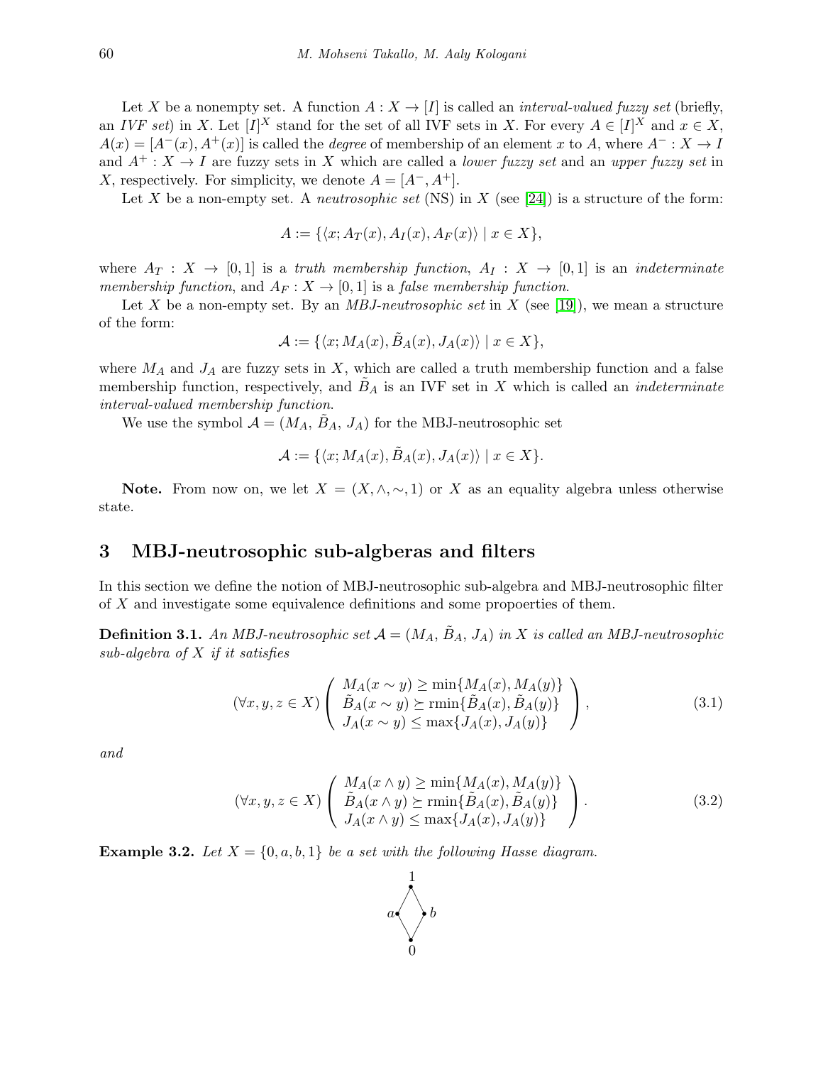Let $X$ be a nonempty set. A function $A : X \to [I]$ is called an *interval-valued fuzzy set* (briefly, an *IVF set*) in $X$. Let $[I]^X$ stand for the set of all IVF sets in $X$. For every $A \in [I]^X$ and $x \in X$, $A(x) = [A^-(x), A^+(x)]$ is called the *degree* of membership of an element $x$ to $A$, where $A^- : X \to I$ and $A^+ : X \to I$ are fuzzy sets in $X$ which are called a *lower fuzzy set* and an *upper fuzzy set* in $X$, respectively. For simplicity, we denote $A = [A^-, A^+]$.

Let $X$ be a non-empty set. A *neutrosophic set* (NS) in $X$ (see [24]) is a structure of the form:

$$A := \{\langle x; A_T(x), A_I(x), A_F(x)\rangle \mid x \in X\},$$

where $A_T : X \to [0,1]$ is a *truth membership function*, $A_I : X \to [0,1]$ is an *indeterminate membership function*, and $A_F : X \to [0,1]$ is a *false membership function*.

Let $X$ be a non-empty set. By an *MBJ-neutrosophic set* in $X$ (see [19]), we mean a structure of the form:

$$\mathcal{A} := \{\langle x; M_A(x), \tilde{B}_A(x), J_A(x)\rangle \mid x \in X\},$$

where $M_A$ and $J_A$ are fuzzy sets in $X$, which are called a truth membership function and a false membership function, respectively, and $\tilde{B}_A$ is an IVF set in $X$ which is called an *indeterminate interval-valued membership function*.

We use the symbol $\mathcal{A} = (M_A, \tilde{B}_A, J_A)$ for the MBJ-neutrosophic set

$$\mathcal{A} := \{\langle x; M_A(x), \tilde{B}_A(x), J_A(x)\rangle \mid x \in X\}.$$

**Note.** From now on, we let $X = (X, \wedge, \sim, 1)$ or $X$ as an equality algebra unless otherwise state.

## 3 MBJ-neutrosophic sub-algberas and filters

In this section we define the notion of MBJ-neutrosophic sub-algebra and MBJ-neutrosophic filter of $X$ and investigate some equivalence definitions and some propoerties of them.

**Definition 3.1.** *An MBJ-neutrosophic set $\mathcal{A} = (M_A, \tilde{B}_A, J_A)$ in $X$ is called an MBJ-neutrosophic sub-algebra of $X$ if it satisfies*

$$(\forall x, y, z \in X) \left( \begin{array}{l} M_A(x \sim y) \geq \min\{M_A(x), M_A(y)\} \\ \tilde{B}_A(x \sim y) \succeq \text{rmin}\{\tilde{B}_A(x), \tilde{B}_A(y)\} \\ J_A(x \sim y) \leq \max\{J_A(x), J_A(y)\} \end{array} \right), \tag{3.1}$$

*and*

$$(\forall x, y, z \in X) \left( \begin{array}{l} M_A(x \wedge y) \geq \min\{M_A(x), M_A(y)\} \\ \tilde{B}_A(x \wedge y) \succeq \text{rmin}\{\tilde{B}_A(x), \tilde{B}_A(y)\} \\ J_A(x \wedge y) \leq \max\{J_A(x), J_A(y)\} \end{array} \right). \tag{3.2}$$

**Example 3.2.** *Let $X = \{0, a, b, 1\}$ be a set with the following Hasse diagram.*

```
    1
   / \
  a   b
   \ /
    0
```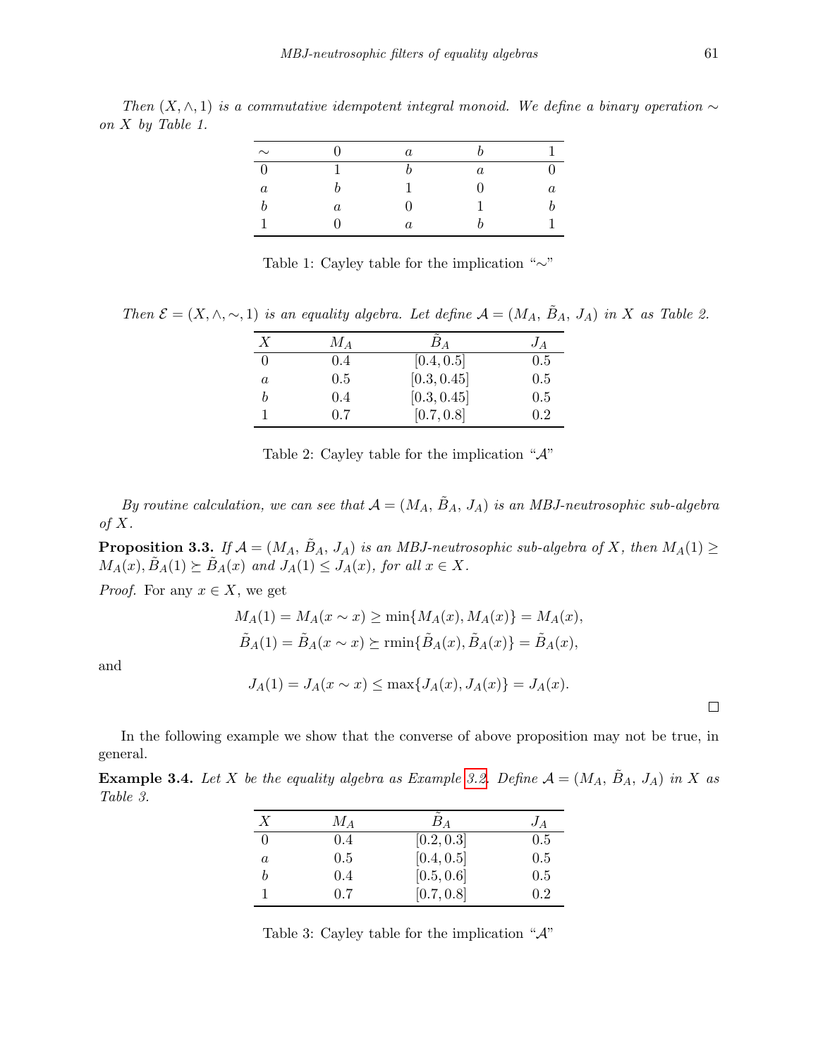*Then $(X, \wedge, 1)$ is a commutative idempotent integral monoid. We define a binary operation $\sim$ on $X$ by Table 1.*

| $\sim$ | $0$ | $a$ | $b$ | $1$ |
|---|---|---|---|---|
| $0$ | $1$ | $b$ | $a$ | $0$ |
| $a$ | $b$ | $1$ | $0$ | $a$ |
| $b$ | $a$ | $0$ | $1$ | $b$ |
| $1$ | $0$ | $a$ | $b$ | $1$ |

Table 1: Cayley table for the implication "$\sim$"

*Then $\mathcal{E} = (X, \wedge, \sim, 1)$ is an equality algebra. Let define $\mathcal{A} = (M_A, \tilde{B}_A, J_A)$ in $X$ as Table 2.*

| $X$ | $M_A$ | $\tilde{B}_A$ | $J_A$ |
|---|---|---|---|
| $0$ | $0.4$ | $[0.4, 0.5]$ | $0.5$ |
| $a$ | $0.5$ | $[0.3, 0.45]$ | $0.5$ |
| $b$ | $0.4$ | $[0.3, 0.45]$ | $0.5$ |
| $1$ | $0.7$ | $[0.7, 0.8]$ | $0.2$ |

Table 2: Cayley table for the implication "$\mathcal{A}$"

*By routine calculation, we can see that $\mathcal{A} = (M_A, \tilde{B}_A, J_A)$ is an MBJ-neutrosophic sub-algebra of $X$.*

**Proposition 3.3.** *If $\mathcal{A} = (M_A, \tilde{B}_A, J_A)$ is an MBJ-neutrosophic sub-algebra of $X$, then $M_A(1) \geq M_A(x), \tilde{B}_A(1) \succeq \tilde{B}_A(x)$ and $J_A(1) \leq J_A(x)$, for all $x \in X$.*

*Proof.* For any $x \in X$, we get

$$M_A(1) = M_A(x \sim x) \geq \min\{M_A(x), M_A(x)\} = M_A(x),$$

$$\tilde{B}_A(1) = \tilde{B}_A(x \sim x) \succeq \text{rmin}\{\tilde{B}_A(x), \tilde{B}_A(x)\} = \tilde{B}_A(x),$$

and

$$J_A(1) = J_A(x \sim x) \leq \max\{J_A(x), J_A(x)\} = J_A(x).$$

□

In the following example we show that the converse of above proposition may not be true, in general.

**Example 3.4.** *Let $X$ be the equality algebra as Example 3.2. Define $\mathcal{A} = (M_A, \tilde{B}_A, J_A)$ in $X$ as Table 3.*

| $X$ | $M_A$ | $\tilde{B}_A$ | $J_A$ |
|---|---|---|---|
| $0$ | $0.4$ | $[0.2, 0.3]$ | $0.5$ |
| $a$ | $0.5$ | $[0.4, 0.5]$ | $0.5$ |
| $b$ | $0.4$ | $[0.5, 0.6]$ | $0.5$ |
| $1$ | $0.7$ | $[0.7, 0.8]$ | $0.2$ |

Table 3: Cayley table for the implication "$\mathcal{A}$"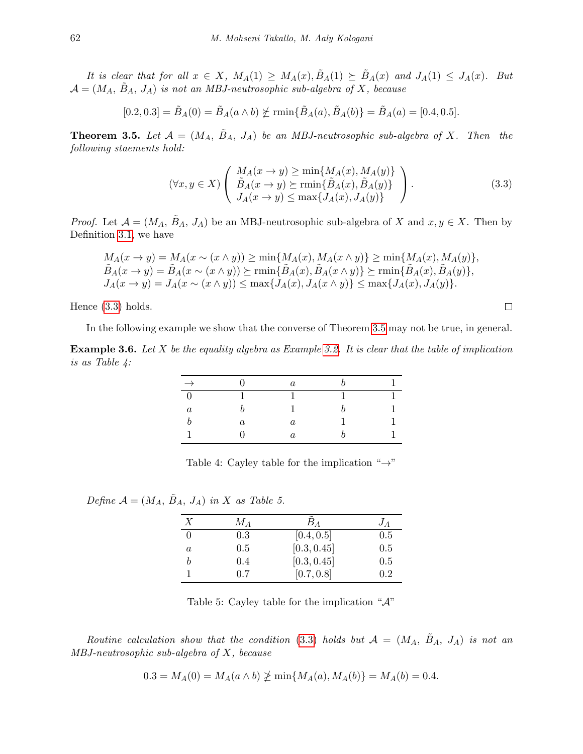*It is clear that for all $x \in X$, $M_A(1) \geq M_A(x), \tilde{B}_A(1) \succeq \tilde{B}_A(x)$ and $J_A(1) \leq J_A(x)$. But $\mathcal{A} = (M_A, \tilde{B}_A, J_A)$ is not an MBJ-neutrosophic sub-algebra of $X$, because*

$$[0.2, 0.3] = \tilde{B}_A(0) = \tilde{B}_A(a \wedge b) \not\succeq \text{rmin}\{\tilde{B}_A(a), \tilde{B}_A(b)\} = \tilde{B}_A(a) = [0.4, 0.5].$$

**Theorem 3.5.** *Let $\mathcal{A} = (M_A, \tilde{B}_A, J_A)$ be an MBJ-neutrosophic sub-algebra of $X$. Then the following staements hold:*

$$(\forall x, y \in X) \left( \begin{array}{l} M_A(x \to y) \geq \min\{M_A(x), M_A(y)\} \\ \tilde{B}_A(x \to y) \succeq \text{rmin}\{\tilde{B}_A(x), \tilde{B}_A(y)\} \\ J_A(x \to y) \leq \max\{J_A(x), J_A(y)\} \end{array} \right). \tag{3.3}$$

*Proof.* Let $\mathcal{A} = (M_A, \tilde{B}_A, J_A)$ be an MBJ-neutrosophic sub-algebra of $X$ and $x, y \in X$. Then by Definition 3.1, we have

$$\begin{array}{l} M_A(x \to y) = M_A(x \sim (x \wedge y)) \geq \min\{M_A(x), M_A(x \wedge y)\} \geq \min\{M_A(x), M_A(y)\}, \\ \tilde{B}_A(x \to y) = \tilde{B}_A(x \sim (x \wedge y)) \succeq \text{rmin}\{\tilde{B}_A(x), \tilde{B}_A(x \wedge y)\} \succeq \text{rmin}\{\tilde{B}_A(x), \tilde{B}_A(y)\}, \\ J_A(x \to y) = J_A(x \sim (x \wedge y)) \leq \max\{J_A(x), J_A(x \wedge y)\} \leq \max\{J_A(x), J_A(y)\}. \end{array}$$

Hence (3.3) holds. □

In the following example we show that the converse of Theorem 3.5 may not be true, in general.

**Example 3.6.** *Let $X$ be the equality algebra as Example 3.2. It is clear that the table of implication is as Table 4:*

| $\to$ | 0 | $a$ | $b$ | 1 |
|---|---|---|---|---|
| 0 | 1 | 1 | 1 | 1 |
| $a$ | $b$ | 1 | $b$ | 1 |
| $b$ | $a$ | $a$ | 1 | 1 |
| 1 | 0 | $a$ | $b$ | 1 |

Table 4: Cayley table for the implication "$\to$"

*Define $\mathcal{A} = (M_A, \tilde{B}_A, J_A)$ in $X$ as Table 5.*

| $X$ | $M_A$ | $\tilde{B}_A$ | $J_A$ |
|---|---|---|---|
| 0 | 0.3 | $[0.4, 0.5]$ | 0.5 |
| $a$ | 0.5 | $[0.3, 0.45]$ | 0.5 |
| $b$ | 0.4 | $[0.3, 0.45]$ | 0.5 |
| 1 | 0.7 | $[0.7, 0.8]$ | 0.2 |

Table 5: Cayley table for the implication "$\mathcal{A}$"

*Routine calculation show that the condition (3.3) holds but $\mathcal{A} = (M_A, \tilde{B}_A, J_A)$ is not an MBJ-neutrosophic sub-algebra of $X$, because*

$$0.3 = M_A(0) = M_A(a \wedge b) \not\geq \min\{M_A(a), M_A(b)\} = M_A(b) = 0.4.$$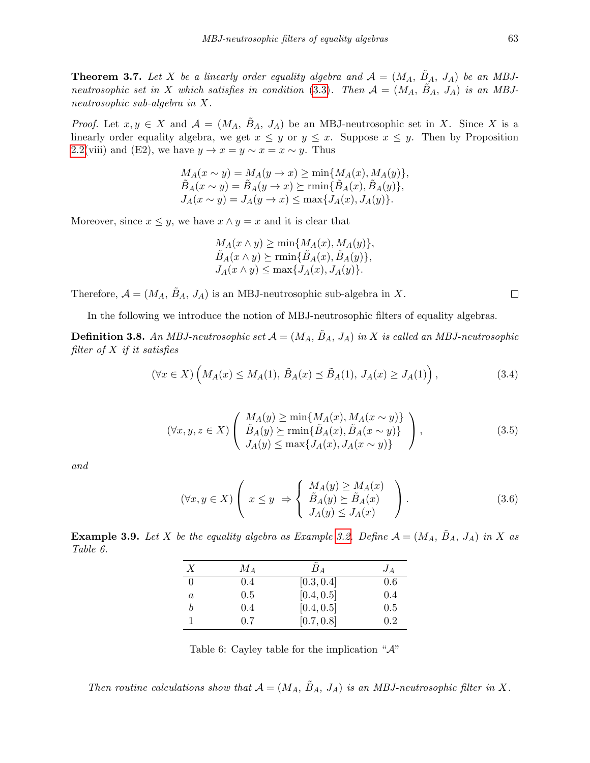**Theorem 3.7.** *Let $X$ be a linearly order equality algebra and $\mathcal{A} = (M_A,\, \tilde{B}_A,\, J_A)$ be an MBJ-neutrosophic set in $X$ which satisfies in condition (3.3). Then $\mathcal{A} = (M_A,\, \tilde{B}_A,\, J_A)$ is an MBJ-neutrosophic sub-algebra in $X$.*

*Proof.* Let $x, y \in X$ and $\mathcal{A} = (M_A,\, \tilde{B}_A,\, J_A)$ be an MBJ-neutrosophic set in $X$. Since $X$ is a linearly order equality algebra, we get $x \leq y$ or $y \leq x$. Suppose $x \leq y$. Then by Proposition 2.2(viii) and (E2), we have $y \to x = y \sim x = x \sim y$. Thus

$$
\begin{aligned}
M_A(x \sim y) &= M_A(y \to x) \geq \min\{M_A(x), M_A(y)\},\\
\tilde{B}_A(x \sim y) &= \tilde{B}_A(y \to x) \succeq \operatorname{rmin}\{\tilde{B}_A(x), \tilde{B}_A(y)\},\\
J_A(x \sim y) &= J_A(y \to x) \leq \max\{J_A(x), J_A(y)\}.
\end{aligned}
$$

Moreover, since $x \leq y$, we have $x \wedge y = x$ and it is clear that

$$
\begin{aligned}
M_A(x \wedge y) &\geq \min\{M_A(x), M_A(y)\},\\
\tilde{B}_A(x \wedge y) &\succeq \operatorname{rmin}\{\tilde{B}_A(x), \tilde{B}_A(y)\},\\
J_A(x \wedge y) &\leq \max\{J_A(x), J_A(y)\}.
\end{aligned}
$$

Therefore, $\mathcal{A} = (M_A,\, \tilde{B}_A,\, J_A)$ is an MBJ-neutrosophic sub-algebra in $X$. □

In the following we introduce the notion of MBJ-neutrosophic filters of equality algebras.

**Definition 3.8.** *An MBJ-neutrosophic set $\mathcal{A} = (M_A,\, \tilde{B}_A,\, J_A)$ in $X$ is called an MBJ-neutrosophic filter of $X$ if it satisfies*

$$
(\forall x \in X)\left(M_A(x) \leq M_A(1),\ \tilde{B}_A(x) \preceq \tilde{B}_A(1),\ J_A(x) \geq J_A(1)\right), \tag{3.4}
$$

$$
(\forall x, y, z \in X)\left(\begin{array}{l} M_A(y) \geq \min\{M_A(x), M_A(x \sim y)\} \\ \tilde{B}_A(y) \succeq \operatorname{rmin}\{\tilde{B}_A(x), \tilde{B}_A(x \sim y)\} \\ J_A(y) \leq \max\{J_A(x), J_A(x \sim y)\} \end{array}\right), \tag{3.5}
$$

*and*

$$
(\forall x, y \in X)\left( x \leq y \ \Rightarrow \left\{ \begin{array}{l} M_A(y) \geq M_A(x) \\ \tilde{B}_A(y) \succeq \tilde{B}_A(x) \\ J_A(y) \leq J_A(x) \end{array}\right.\right). \tag{3.6}
$$

**Example 3.9.** *Let $X$ be the equality algebra as Example 3.2. Define $\mathcal{A} = (M_A,\, \tilde{B}_A,\, J_A)$ in $X$ as Table 6.*

| $X$ | $M_A$ | $\tilde{B}_A$ | $J_A$ |
|---|---|---|---|
| $0$ | 0.4 | $[0.3, 0.4]$ | 0.6 |
| $a$ | 0.5 | $[0.4, 0.5]$ | 0.4 |
| $b$ | 0.4 | $[0.4, 0.5]$ | 0.5 |
| $1$ | 0.7 | $[0.7, 0.8]$ | 0.2 |

Table 6: Cayley table for the implication "$\mathcal{A}$"

*Then routine calculations show that $\mathcal{A} = (M_A,\, \tilde{B}_A,\, J_A)$ is an MBJ-neutrosophic filter in $X$.*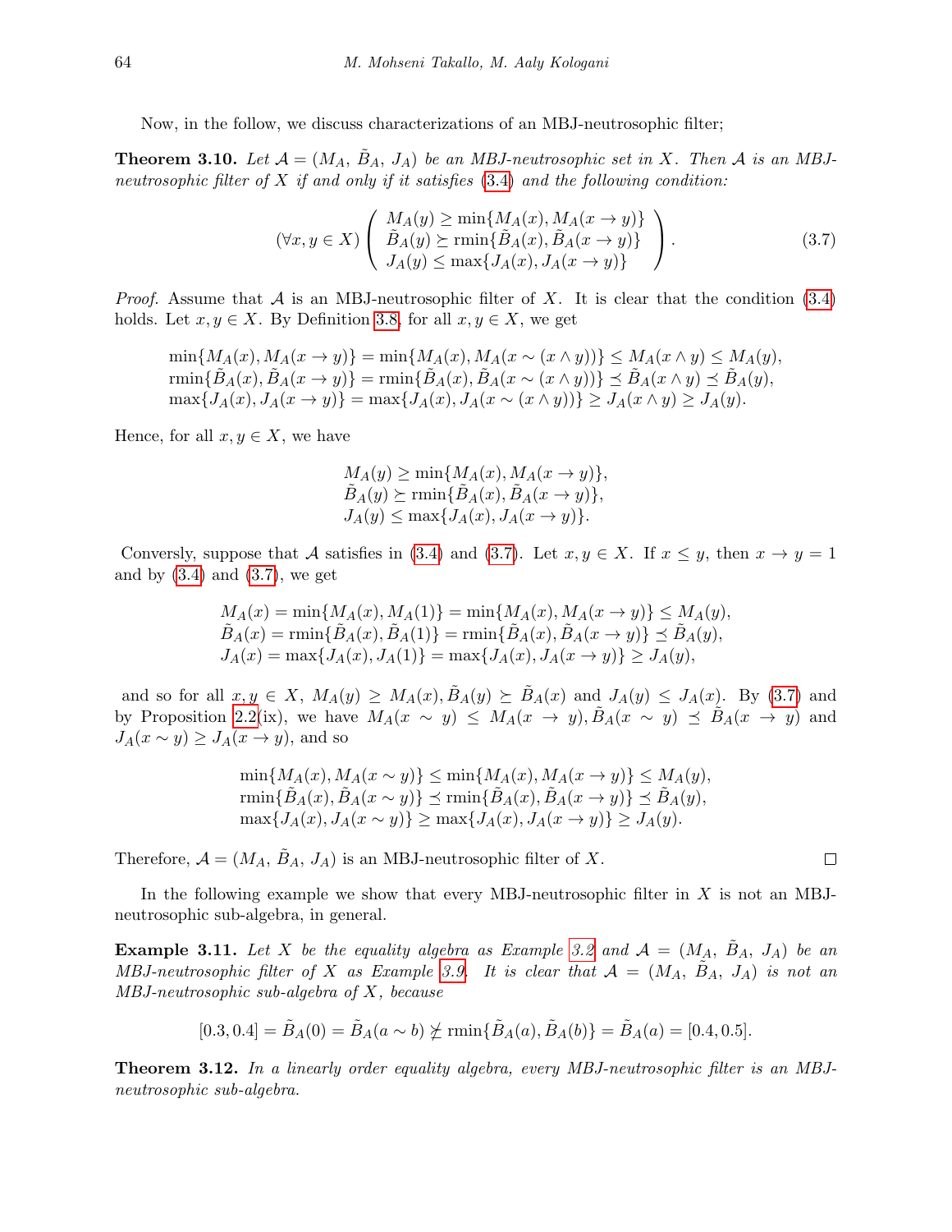Now, in the follow, we discuss characterizations of an MBJ-neutrosophic filter;

**Theorem 3.10.** *Let $\mathcal{A} = (M_A,\ \tilde{B}_A,\ J_A)$ be an MBJ-neutrosophic set in $X$. Then $\mathcal{A}$ is an MBJ-neutrosophic filter of $X$ if and only if it satisfies (3.4) and the following condition:*

$$(\forall x, y \in X) \left( \begin{array}{l} M_A(y) \geq \min\{M_A(x), M_A(x \to y)\} \\ \tilde{B}_A(y) \succeq \operatorname{rmin}\{\tilde{B}_A(x), \tilde{B}_A(x \to y)\} \\ J_A(y) \leq \max\{J_A(x), J_A(x \to y)\} \end{array} \right). \tag{3.7}$$

*Proof.* Assume that $\mathcal{A}$ is an MBJ-neutrosophic filter of $X$. It is clear that the condition (3.4) holds. Let $x, y \in X$. By Definition 3.8, for all $x, y \in X$, we get

$$\begin{array}{l} \min\{M_A(x), M_A(x \to y)\} = \min\{M_A(x), M_A(x \sim (x \wedge y))\} \leq M_A(x \wedge y) \leq M_A(y), \\ \operatorname{rmin}\{\tilde{B}_A(x), \tilde{B}_A(x \to y)\} = \operatorname{rmin}\{\tilde{B}_A(x), \tilde{B}_A(x \sim (x \wedge y))\} \preceq \tilde{B}_A(x \wedge y) \preceq \tilde{B}_A(y), \\ \max\{J_A(x), J_A(x \to y)\} = \max\{J_A(x), J_A(x \sim (x \wedge y))\} \geq J_A(x \wedge y) \geq J_A(y). \end{array}$$

Hence, for all $x, y \in X$, we have

$$\begin{array}{l} M_A(y) \geq \min\{M_A(x), M_A(x \to y)\}, \\ \tilde{B}_A(y) \succeq \operatorname{rmin}\{\tilde{B}_A(x), \tilde{B}_A(x \to y)\}, \\ J_A(y) \leq \max\{J_A(x), J_A(x \to y)\}. \end{array}$$

Conversly, suppose that $\mathcal{A}$ satisfies in (3.4) and (3.7). Let $x, y \in X$. If $x \leq y$, then $x \to y = 1$ and by (3.4) and (3.7), we get

$$\begin{array}{l} M_A(x) = \min\{M_A(x), M_A(1)\} = \min\{M_A(x), M_A(x \to y)\} \leq M_A(y), \\ \tilde{B}_A(x) = \operatorname{rmin}\{\tilde{B}_A(x), \tilde{B}_A(1)\} = \operatorname{rmin}\{\tilde{B}_A(x), \tilde{B}_A(x \to y)\} \preceq \tilde{B}_A(y), \\ J_A(x) = \max\{J_A(x), J_A(1)\} = \max\{J_A(x), J_A(x \to y)\} \geq J_A(y), \end{array}$$

and so for all $x, y \in X$, $M_A(y) \geq M_A(x), \tilde{B}_A(y) \succeq \tilde{B}_A(x)$ and $J_A(y) \leq J_A(x)$. By (3.7) and by Proposition 2.2(ix), we have $M_A(x \sim y) \leq M_A(x \to y), \tilde{B}_A(x \sim y) \preceq \tilde{B}_A(x \to y)$ and $J_A(x \sim y) \geq J_A(x \to y)$, and so

$$\begin{array}{l} \min\{M_A(x), M_A(x \sim y)\} \leq \min\{M_A(x), M_A(x \to y)\} \leq M_A(y), \\ \operatorname{rmin}\{\tilde{B}_A(x), \tilde{B}_A(x \sim y)\} \preceq \operatorname{rmin}\{\tilde{B}_A(x), \tilde{B}_A(x \to y)\} \preceq \tilde{B}_A(y), \\ \max\{J_A(x), J_A(x \sim y)\} \geq \max\{J_A(x), J_A(x \to y)\} \geq J_A(y). \end{array}$$

Therefore, $\mathcal{A} = (M_A,\ \tilde{B}_A,\ J_A)$ is an MBJ-neutrosophic filter of $X$. $\square$

In the following example we show that every MBJ-neutrosophic filter in $X$ is not an MBJ-neutrosophic sub-algebra, in general.

**Example 3.11.** *Let $X$ be the equality algebra as Example 3.2 and $\mathcal{A} = (M_A,\ \tilde{B}_A,\ J_A)$ be an MBJ-neutrosophic filter of $X$ as Example 3.9. It is clear that $\mathcal{A} = (M_A,\ \tilde{B}_A,\ J_A)$ is not an MBJ-neutrosophic sub-algebra of $X$, because*

$$[0.3, 0.4] = \tilde{B}_A(0) = \tilde{B}_A(a \sim b) \not\succeq \operatorname{rmin}\{\tilde{B}_A(a), \tilde{B}_A(b)\} = \tilde{B}_A(a) = [0.4, 0.5].$$

**Theorem 3.12.** *In a linearly order equality algebra, every MBJ-neutrosophic filter is an MBJ-neutrosophic sub-algebra.*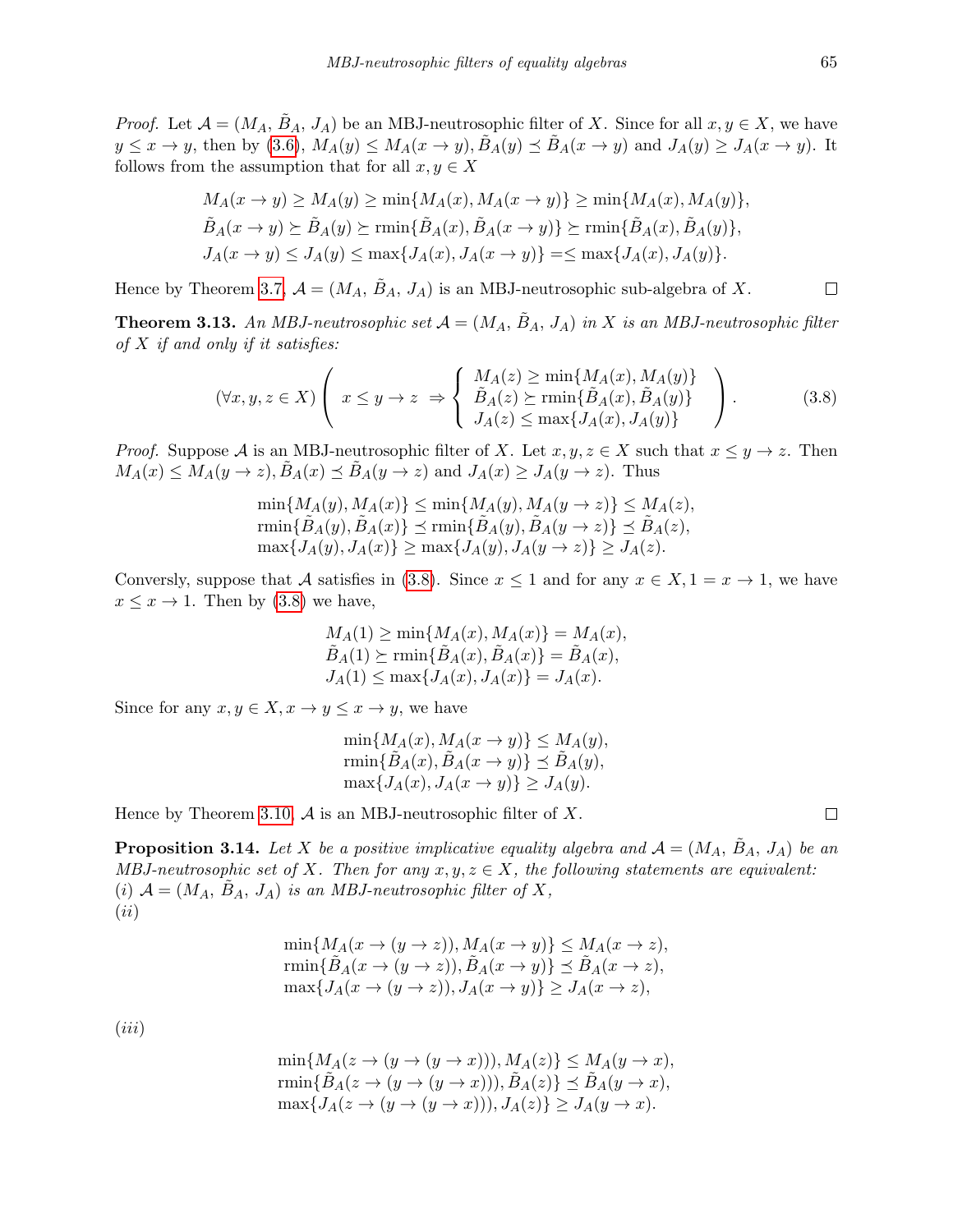*Proof.* Let $\mathcal{A} = (M_A, \tilde{B}_A, J_A)$ be an MBJ-neutrosophic filter of $X$. Since for all $x, y \in X$, we have $y \leq x \to y$, then by (3.6), $M_A(y) \leq M_A(x \to y), \tilde{B}_A(y) \preceq \tilde{B}_A(x \to y)$ and $J_A(y) \geq J_A(x \to y)$. It follows from the assumption that for all $x, y \in X$

$$
\begin{aligned}
&M_A(x \to y) \geq M_A(y) \geq \min\{M_A(x), M_A(x \to y)\} \geq \min\{M_A(x), M_A(y)\},\\
&\tilde{B}_A(x \to y) \succeq \tilde{B}_A(y) \succeq \text{rmin}\{\tilde{B}_A(x), \tilde{B}_A(x \to y)\} \succeq \text{rmin}\{\tilde{B}_A(x), \tilde{B}_A(y)\},\\
&J_A(x \to y) \leq J_A(y) \leq \max\{J_A(x), J_A(x \to y)\} =\leq \max\{J_A(x), J_A(y)\}.
\end{aligned}
$$

Hence by Theorem 3.7, $\mathcal{A} = (M_A, \tilde{B}_A, J_A)$ is an MBJ-neutrosophic sub-algebra of $X$. $\square$

**Theorem 3.13.** *An MBJ-neutrosophic set $\mathcal{A} = (M_A, \tilde{B}_A, J_A)$ in $X$ is an MBJ-neutrosophic filter of $X$ if and only if it satisfies:*

$$
(\forall x, y, z \in X) \left( x \leq y \to z \Rightarrow \left\{ \begin{array}{l} M_A(z) \geq \min\{M_A(x), M_A(y)\} \\ \tilde{B}_A(z) \succeq \text{rmin}\{\tilde{B}_A(x), \tilde{B}_A(y)\} \\ J_A(z) \leq \max\{J_A(x), J_A(y)\} \end{array} \right. \right). \tag{3.8}
$$

*Proof.* Suppose $\mathcal{A}$ is an MBJ-neutrosophic filter of $X$. Let $x, y, z \in X$ such that $x \leq y \to z$. Then $M_A(x) \leq M_A(y \to z), \tilde{B}_A(x) \preceq \tilde{B}_A(y \to z)$ and $J_A(x) \geq J_A(y \to z)$. Thus

$$
\begin{aligned}
&\min\{M_A(y), M_A(x)\} \leq \min\{M_A(y), M_A(y \to z)\} \leq M_A(z),\\
&\text{rmin}\{\tilde{B}_A(y), \tilde{B}_A(x)\} \preceq \text{rmin}\{\tilde{B}_A(y), \tilde{B}_A(y \to z)\} \preceq \tilde{B}_A(z),\\
&\max\{J_A(y), J_A(x)\} \geq \max\{J_A(y), J_A(y \to z)\} \geq J_A(z).
\end{aligned}
$$

Conversely, suppose that $\mathcal{A}$ satisfies in (3.8). Since $x \leq 1$ and for any $x \in X, 1 = x \to 1$, we have $x \leq x \to 1$. Then by (3.8) we have,

$$
\begin{aligned}
&M_A(1) \geq \min\{M_A(x), M_A(x)\} = M_A(x),\\
&\tilde{B}_A(1) \succeq \text{rmin}\{\tilde{B}_A(x), \tilde{B}_A(x)\} = \tilde{B}_A(x),\\
&J_A(1) \leq \max\{J_A(x), J_A(x)\} = J_A(x).
\end{aligned}
$$

Since for any $x, y \in X, x \to y \leq x \to y$, we have

$$
\begin{aligned}
&\min\{M_A(x), M_A(x \to y)\} \leq M_A(y),\\
&\text{rmin}\{\tilde{B}_A(x), \tilde{B}_A(x \to y)\} \preceq \tilde{B}_A(y),\\
&\max\{J_A(x), J_A(x \to y)\} \geq J_A(y).
\end{aligned}
$$

Hence by Theorem 3.10, $\mathcal{A}$ is an MBJ-neutrosophic filter of $X$. $\square$

**Proposition 3.14.** *Let $X$ be a positive implicative equality algebra and $\mathcal{A} = (M_A, \tilde{B}_A, J_A)$ be an MBJ-neutrosophic set of $X$. Then for any $x, y, z \in X$, the following statements are equivalent:*
*(i)* $\mathcal{A} = (M_A, \tilde{B}_A, J_A)$ *is an MBJ-neutrosophic filter of $X$,*
*(ii)*

$$
\begin{aligned}
&\min\{M_A(x \to (y \to z)), M_A(x \to y)\} \leq M_A(x \to z),\\
&\text{rmin}\{\tilde{B}_A(x \to (y \to z)), \tilde{B}_A(x \to y)\} \preceq \tilde{B}_A(x \to z),\\
&\max\{J_A(x \to (y \to z)), J_A(x \to y)\} \geq J_A(x \to z),
\end{aligned}
$$

*(iii)*

$$
\begin{aligned}
&\min\{M_A(z \to (y \to (y \to x))), M_A(z)\} \leq M_A(y \to x),\\
&\text{rmin}\{\tilde{B}_A(z \to (y \to (y \to x))), \tilde{B}_A(z)\} \preceq \tilde{B}_A(y \to x),\\
&\max\{J_A(z \to (y \to (y \to x))), J_A(z)\} \geq J_A(y \to x).
\end{aligned}
$$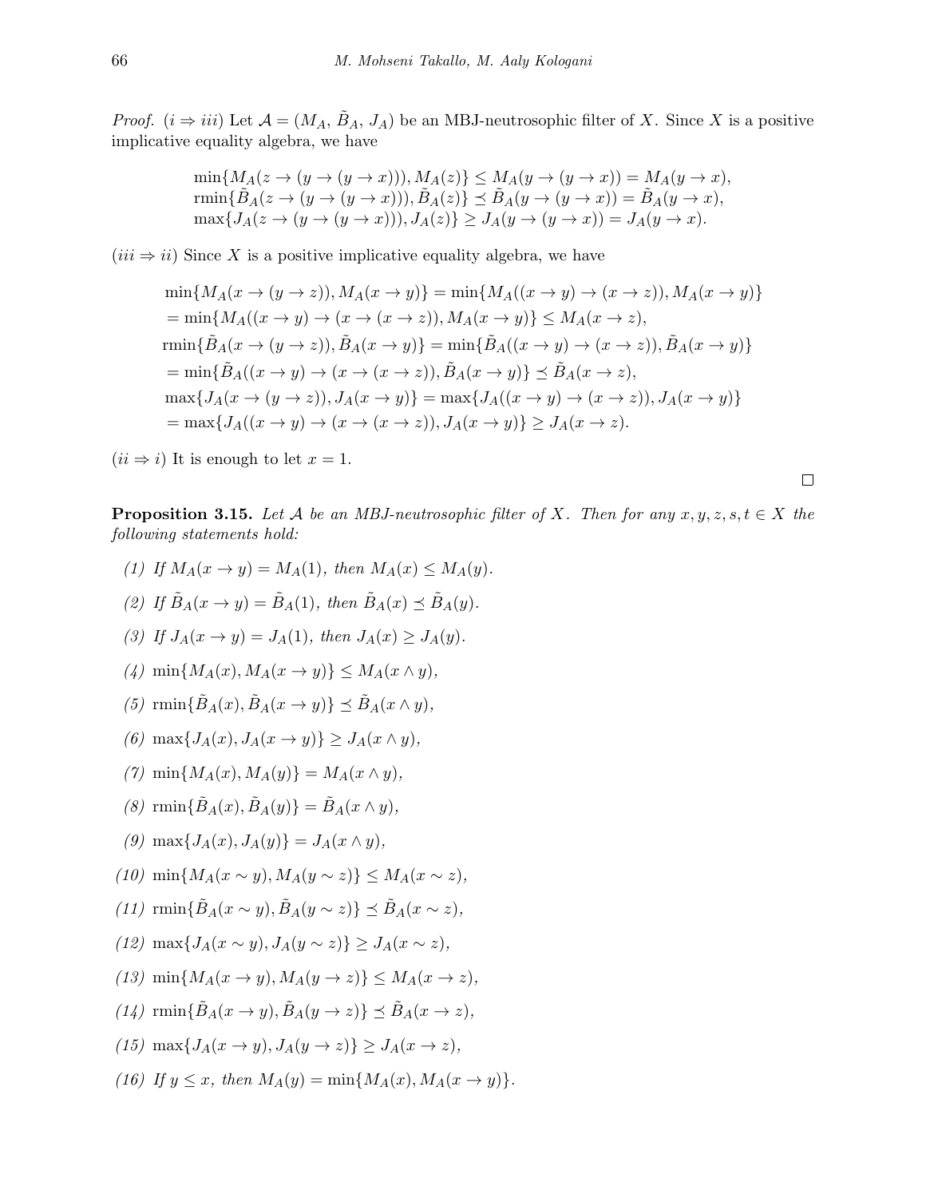*Proof.* $(i \Rightarrow iii)$ Let $\mathcal{A} = (M_A,\, \tilde{B}_A,\, J_A)$ be an MBJ-neutrosophic filter of $X$. Since $X$ is a positive implicative equality algebra, we have

$$
\begin{aligned}
&\min\{M_A(z \to (y \to (y \to x))), M_A(z)\} \leq M_A(y \to (y \to x)) = M_A(y \to x),\\
&\mathrm{rmin}\{\tilde{B}_A(z \to (y \to (y \to x))), \tilde{B}_A(z)\} \preceq \tilde{B}_A(y \to (y \to x)) = \tilde{B}_A(y \to x),\\
&\max\{J_A(z \to (y \to (y \to x))), J_A(z)\} \geq J_A(y \to (y \to x)) = J_A(y \to x).
\end{aligned}
$$

$(iii \Rightarrow ii)$ Since $X$ is a positive implicative equality algebra, we have

$$
\begin{aligned}
&\min\{M_A(x \to (y \to z)), M_A(x \to y)\} = \min\{M_A((x \to y) \to (x \to z)), M_A(x \to y)\}\\
&= \min\{M_A((x \to y) \to (x \to (x \to z)), M_A(x \to y)\} \leq M_A(x \to z),\\
&\mathrm{rmin}\{\tilde{B}_A(x \to (y \to z)), \tilde{B}_A(x \to y)\} = \min\{\tilde{B}_A((x \to y) \to (x \to z)), \tilde{B}_A(x \to y)\}\\
&= \min\{\tilde{B}_A((x \to y) \to (x \to (x \to z)), \tilde{B}_A(x \to y)\} \preceq \tilde{B}_A(x \to z),\\
&\max\{J_A(x \to (y \to z)), J_A(x \to y)\} = \max\{J_A((x \to y) \to (x \to z)), J_A(x \to y)\}\\
&= \max\{J_A((x \to y) \to (x \to (x \to z)), J_A(x \to y)\} \geq J_A(x \to z).
\end{aligned}
$$

$(ii \Rightarrow i)$ It is enough to let $x = 1$. □

**Proposition 3.15.** *Let $\mathcal{A}$ be an MBJ-neutrosophic filter of $X$. Then for any $x, y, z, s, t \in X$ the following statements hold:*

*(1) If $M_A(x \to y) = M_A(1)$, then $M_A(x) \leq M_A(y)$.*

*(2) If $\tilde{B}_A(x \to y) = \tilde{B}_A(1)$, then $\tilde{B}_A(x) \preceq \tilde{B}_A(y)$.*

*(3) If $J_A(x \to y) = J_A(1)$, then $J_A(x) \geq J_A(y)$.*

*(4) $\min\{M_A(x), M_A(x \to y)\} \leq M_A(x \wedge y)$,*

*(5) $\mathrm{rmin}\{\tilde{B}_A(x), \tilde{B}_A(x \to y)\} \preceq \tilde{B}_A(x \wedge y)$,*

*(6) $\max\{J_A(x), J_A(x \to y)\} \geq J_A(x \wedge y)$,*

*(7) $\min\{M_A(x), M_A(y)\} = M_A(x \wedge y)$,*

*(8) $\mathrm{rmin}\{\tilde{B}_A(x), \tilde{B}_A(y)\} = \tilde{B}_A(x \wedge y)$,*

*(9) $\max\{J_A(x), J_A(y)\} = J_A(x \wedge y)$,*

*(10) $\min\{M_A(x \sim y), M_A(y \sim z)\} \leq M_A(x \sim z)$,*

*(11) $\mathrm{rmin}\{\tilde{B}_A(x \sim y), \tilde{B}_A(y \sim z)\} \preceq \tilde{B}_A(x \sim z)$,*

*(12) $\max\{J_A(x \sim y), J_A(y \sim z)\} \geq J_A(x \sim z)$,*

*(13) $\min\{M_A(x \to y), M_A(y \to z)\} \leq M_A(x \to z)$,*

*(14) $\mathrm{rmin}\{\tilde{B}_A(x \to y), \tilde{B}_A(y \to z)\} \preceq \tilde{B}_A(x \to z)$,*

*(15) $\max\{J_A(x \to y), J_A(y \to z)\} \geq J_A(x \to z)$,*

*(16) If $y \leq x$, then $M_A(y) = \min\{M_A(x), M_A(x \to y)\}$.*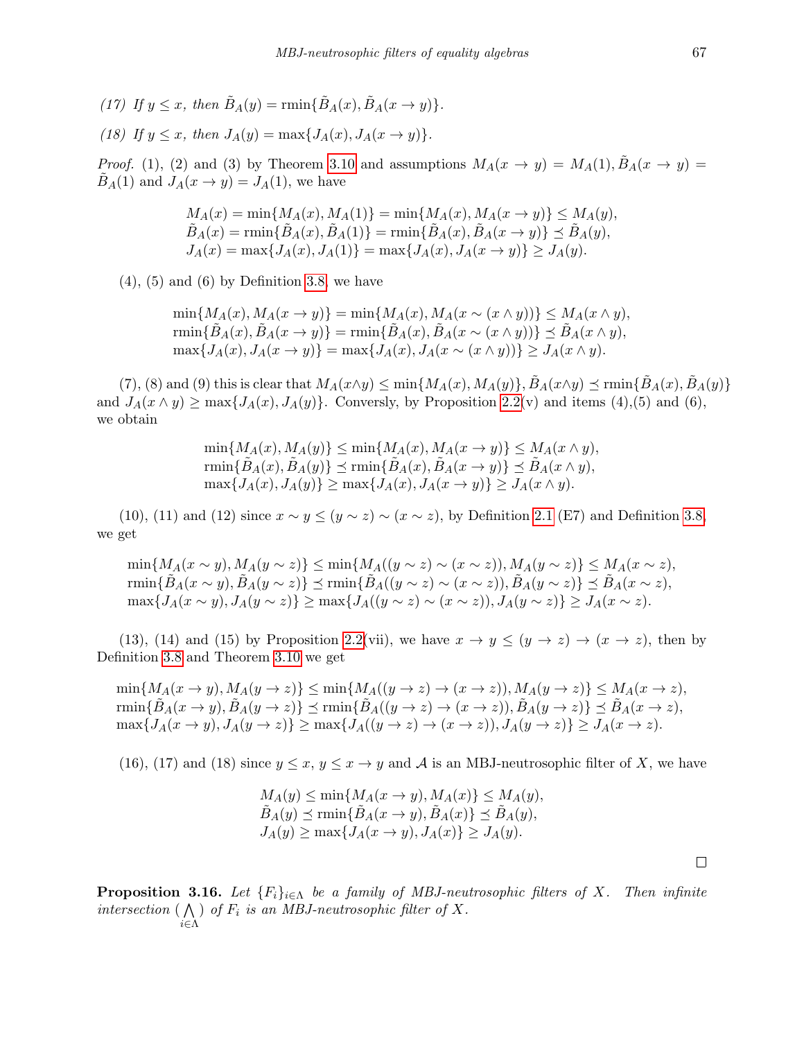*(17) If $y \leq x$, then $\tilde{B}_A(y) = \mathrm{rmin}\{\tilde{B}_A(x), \tilde{B}_A(x \to y)\}$.*

*(18) If $y \leq x$, then $J_A(y) = \max\{J_A(x), J_A(x \to y)\}$.*

*Proof.* (1), (2) and (3) by Theorem 3.10 and assumptions $M_A(x \to y) = M_A(1), \tilde{B}_A(x \to y) = \tilde{B}_A(1)$ and $J_A(x \to y) = J_A(1)$, we have

$$\begin{aligned}
M_A(x) &= \min\{M_A(x), M_A(1)\} = \min\{M_A(x), M_A(x \to y)\} \leq M_A(y),\\
\tilde{B}_A(x) &= \mathrm{rmin}\{\tilde{B}_A(x), \tilde{B}_A(1)\} = \mathrm{rmin}\{\tilde{B}_A(x), \tilde{B}_A(x \to y)\} \preceq \tilde{B}_A(y),\\
J_A(x) &= \max\{J_A(x), J_A(1)\} = \max\{J_A(x), J_A(x \to y)\} \geq J_A(y).
\end{aligned}$$

(4), (5) and (6) by Definition 3.8, we have

$$\begin{aligned}
\min\{M_A(x), M_A(x \to y)\} &= \min\{M_A(x), M_A(x \sim (x \wedge y))\} \leq M_A(x \wedge y),\\
\mathrm{rmin}\{\tilde{B}_A(x), \tilde{B}_A(x \to y)\} &= \mathrm{rmin}\{\tilde{B}_A(x), \tilde{B}_A(x \sim (x \wedge y))\} \preceq \tilde{B}_A(x \wedge y),\\
\max\{J_A(x), J_A(x \to y)\} &= \max\{J_A(x), J_A(x \sim (x \wedge y))\} \geq J_A(x \wedge y).
\end{aligned}$$

(7), (8) and (9) this is clear that $M_A(x \wedge y) \leq \min\{M_A(x), M_A(y)\}, \tilde{B}_A(x \wedge y) \preceq \mathrm{rmin}\{\tilde{B}_A(x), \tilde{B}_A(y)\}$ and $J_A(x \wedge y) \geq \max\{J_A(x), J_A(y)\}$. Conversly, by Proposition 2.2(v) and items (4),(5) and (6), we obtain

$$\begin{aligned}
\min\{M_A(x), M_A(y)\} &\leq \min\{M_A(x), M_A(x \to y)\} \leq M_A(x \wedge y),\\
\mathrm{rmin}\{\tilde{B}_A(x), \tilde{B}_A(y)\} &\preceq \mathrm{rmin}\{\tilde{B}_A(x), \tilde{B}_A(x \to y)\} \preceq \tilde{B}_A(x \wedge y),\\
\max\{J_A(x), J_A(y)\} &\geq \max\{J_A(x), J_A(x \to y)\} \geq J_A(x \wedge y).
\end{aligned}$$

(10), (11) and (12) since $x \sim y \leq (y \sim z) \sim (x \sim z)$, by Definition 2.1 (E7) and Definition 3.8, we get

$$\begin{aligned}
\min\{M_A(x \sim y), M_A(y \sim z)\} &\leq \min\{M_A((y \sim z) \sim (x \sim z)), M_A(y \sim z)\} \leq M_A(x \sim z),\\
\mathrm{rmin}\{\tilde{B}_A(x \sim y), \tilde{B}_A(y \sim z)\} &\preceq \mathrm{rmin}\{\tilde{B}_A((y \sim z) \sim (x \sim z)), \tilde{B}_A(y \sim z)\} \preceq \tilde{B}_A(x \sim z),\\
\max\{J_A(x \sim y), J_A(y \sim z)\} &\geq \max\{J_A((y \sim z) \sim (x \sim z)), J_A(y \sim z)\} \geq J_A(x \sim z).
\end{aligned}$$

(13), (14) and (15) by Proposition 2.2(vii), we have $x \to y \leq (y \to z) \to (x \to z)$, then by Definition 3.8 and Theorem 3.10 we get

$$\begin{aligned}
\min\{M_A(x \to y), M_A(y \to z)\} &\leq \min\{M_A((y \to z) \to (x \to z)), M_A(y \to z)\} \leq M_A(x \to z),\\
\mathrm{rmin}\{\tilde{B}_A(x \to y), \tilde{B}_A(y \to z)\} &\preceq \mathrm{rmin}\{\tilde{B}_A((y \to z) \to (x \to z)), \tilde{B}_A(y \to z)\} \preceq \tilde{B}_A(x \to z),\\
\max\{J_A(x \to y), J_A(y \to z)\} &\geq \max\{J_A((y \to z) \to (x \to z)), J_A(y \to z)\} \geq J_A(x \to z).
\end{aligned}$$

(16), (17) and (18) since $y \leq x$, $y \leq x \to y$ and $\mathcal{A}$ is an MBJ-neutrosophic filter of $X$, we have

$$\begin{aligned}
M_A(y) &\leq \min\{M_A(x \to y), M_A(x)\} \leq M_A(y),\\
\tilde{B}_A(y) &\preceq \mathrm{rmin}\{\tilde{B}_A(x \to y), \tilde{B}_A(x)\} \preceq \tilde{B}_A(y),\\
J_A(y) &\geq \max\{J_A(x \to y), J_A(x)\} \geq J_A(y).
\end{aligned}$$

□

**Proposition 3.16.** *Let $\{F_i\}_{i \in \Lambda}$ be a family of MBJ-neutrosophic filters of $X$. Then infinite intersection $(\bigwedge_{i \in \Lambda})$ of $F_i$ is an MBJ-neutrosophic filter of $X$.*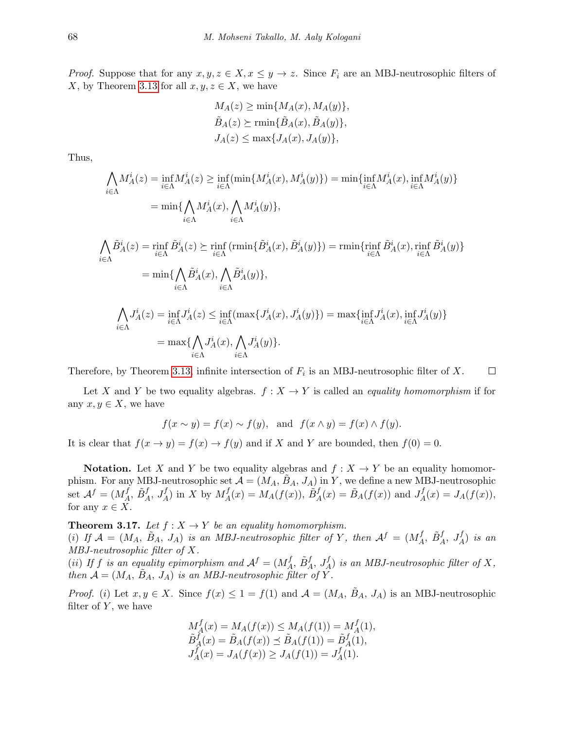*Proof.* Suppose that for any $x, y, z \in X, x \leq y \to z$. Since $F_i$ are an MBJ-neutrosophic filters of $X$, by Theorem 3.13 for all $x, y, z \in X$, we have

$$M_A(z) \geq \min\{M_A(x), M_A(y)\},$$
$$\tilde{B}_A(z) \succeq \text{rmin}\{\tilde{B}_A(x), \tilde{B}_A(y)\},$$
$$J_A(z) \leq \max\{J_A(x), J_A(y)\},$$

Thus,

$$\bigwedge_{i\in\Lambda} M_A^i(z) = \inf_{i\in\Lambda} M_A^i(z) \geq \inf_{i\in\Lambda}(\min\{M_A^i(x), M_A^i(y)\}) = \min\{\inf_{i\in\Lambda} M_A^i(x), \inf_{i\in\Lambda} M_A^i(y)\}$$
$$= \min\{\bigwedge_{i\in\Lambda} M_A^i(x), \bigwedge_{i\in\Lambda} M_A^i(y)\},$$

$$\bigwedge_{i\in\Lambda} \tilde{B}_A^i(z) = \text{rinf}_{i\in\Lambda}\, \tilde{B}_A^i(z) \succeq \text{rinf}_{i\in\Lambda}\, (\text{rmin}\{\tilde{B}_A^i(x), \tilde{B}_A^i(y)\}) = \text{rmin}\{\text{rinf}_{i\in\Lambda}\, \tilde{B}_A^i(x), \text{rinf}_{i\in\Lambda}\, \tilde{B}_A^i(y)\}$$
$$= \min\{\bigwedge_{i\in\Lambda} \tilde{B}_A^i(x), \bigwedge_{i\in\Lambda} \tilde{B}_A^i(y)\},$$

$$\bigwedge_{i\in\Lambda} J_A^i(z) = \inf_{i\in\Lambda} J_A^i(z) \leq \inf_{i\in\Lambda}(\max\{J_A^i(x), J_A^i(y)\}) = \max\{\inf_{i\in\Lambda} J_A^i(x), \inf_{i\in\Lambda} J_A^i(y)\}$$
$$= \max\{\bigwedge_{i\in\Lambda} J_A^i(x), \bigwedge_{i\in\Lambda} J_A^i(y)\}.$$

Therefore, by Theorem 3.13, infinite intersection of $F_i$ is an MBJ-neutrosophic filter of $X$. $\square$

Let $X$ and $Y$ be two equality algebras. $f : X \to Y$ is called an *equality homomorphism* if for any $x, y \in X$, we have

$$f(x \sim y) = f(x) \sim f(y), \quad \text{and} \quad f(x \wedge y) = f(x) \wedge f(y).$$

It is clear that $f(x \to y) = f(x) \to f(y)$ and if $X$ and $Y$ are bounded, then $f(0) = 0$.

**Notation.** Let $X$ and $Y$ be two equality algebras and $f : X \to Y$ be an equality homomorphism. For any MBJ-neutrosophic set $\mathcal{A} = (M_A, \tilde{B}_A, J_A)$ in $Y$, we define a new MBJ-neutrosophic set $\mathcal{A}^f = (M_A^f, \tilde{B}_A^f, J_A^f)$ in $X$ by $M_A^f(x) = M_A(f(x))$, $\tilde{B}_A^f(x) = \tilde{B}_A(f(x))$ and $J_A^f(x) = J_A(f(x))$, for any $x \in X$.

**Theorem 3.17.** *Let $f : X \to Y$ be an equality homomorphism.*
*(i) If $\mathcal{A} = (M_A, \tilde{B}_A, J_A)$ is an MBJ-neutrosophic filter of $Y$, then $\mathcal{A}^f = (M_A^f, \tilde{B}_A^f, J_A^f)$ is an MBJ-neutrosophic filter of $X$.*
*(ii) If $f$ is an equality epimorphism and $\mathcal{A}^f = (M_A^f, \tilde{B}_A^f, J_A^f)$ is an MBJ-neutrosophic filter of $X$, then $\mathcal{A} = (M_A, \tilde{B}_A, J_A)$ is an MBJ-neutrosophic filter of $Y$.*

*Proof.* (i) Let $x, y \in X$. Since $f(x) \leq 1 = f(1)$ and $\mathcal{A} = (M_A, \tilde{B}_A, J_A)$ is an MBJ-neutrosophic filter of $Y$, we have

$$M_A^f(x) = M_A(f(x)) \leq M_A(f(1)) = M_A^f(1),$$
$$\tilde{B}_A^f(x) = \tilde{B}_A(f(x)) \preceq \tilde{B}_A(f(1)) = \tilde{B}_A^f(1),$$
$$J_A^f(x) = J_A(f(x)) \geq J_A(f(1)) = J_A^f(1).$$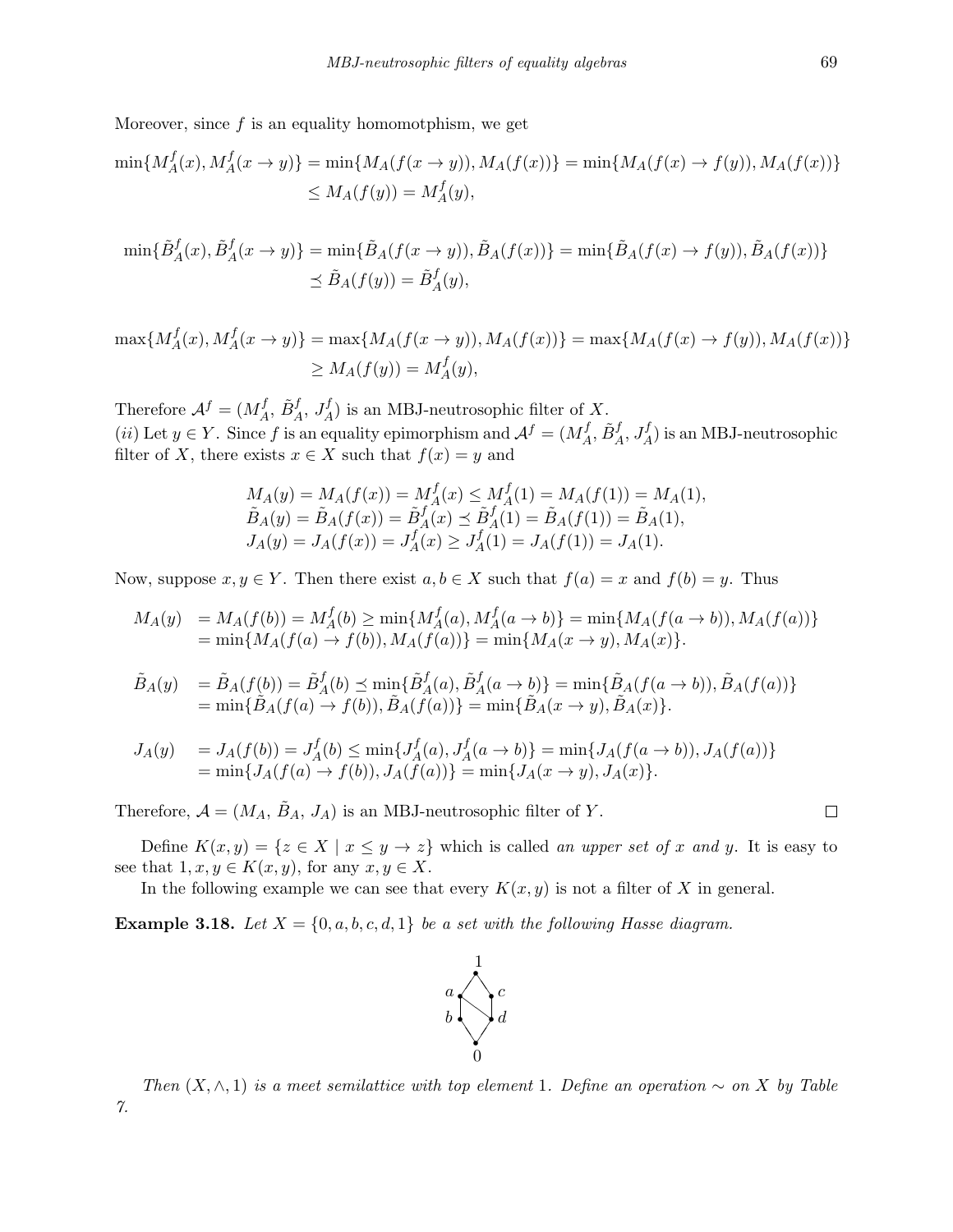Moreover, since $f$ is an equality homomotphism, we get

$$\min\{M_A^f(x), M_A^f(x \to y)\} = \min\{M_A(f(x \to y)), M_A(f(x))\} = \min\{M_A(f(x) \to f(y)), M_A(f(x))\}$$
$$\leq M_A(f(y)) = M_A^f(y),$$

$$\min\{\tilde{B}_A^f(x), \tilde{B}_A^f(x \to y)\} = \min\{\tilde{B}_A(f(x \to y)), \tilde{B}_A(f(x))\} = \min\{\tilde{B}_A(f(x) \to f(y)), \tilde{B}_A(f(x))\}$$
$$\preceq \tilde{B}_A(f(y)) = \tilde{B}_A^f(y),$$

$$\max\{M_A^f(x), M_A^f(x \to y)\} = \max\{M_A(f(x \to y)), M_A(f(x))\} = \max\{M_A(f(x) \to f(y)), M_A(f(x))\}$$
$$\geq M_A(f(y)) = M_A^f(y),$$

Therefore $\mathcal{A}^f = (M_A^f, \tilde{B}_A^f, J_A^f)$ is an MBJ-neutrosophic filter of $X$.
$(ii)$ Let $y \in Y$. Since $f$ is an equality epimorphism and $\mathcal{A}^f = (M_A^f, \tilde{B}_A^f, J_A^f)$ is an MBJ-neutrosophic filter of $X$, there exists $x \in X$ such that $f(x) = y$ and

$$M_A(y) = M_A(f(x)) = M_A^f(x) \leq M_A^f(1) = M_A(f(1)) = M_A(1),$$
$$\tilde{B}_A(y) = \tilde{B}_A(f(x)) = \tilde{B}_A^f(x) \preceq \tilde{B}_A^f(1) = \tilde{B}_A(f(1)) = \tilde{B}_A(1),$$
$$J_A(y) = J_A(f(x)) = J_A^f(x) \geq J_A^f(1) = J_A(f(1)) = J_A(1).$$

Now, suppose $x, y \in Y$. Then there exist $a, b \in X$ such that $f(a) = x$ and $f(b) = y$. Thus

$$\begin{aligned} M_A(y) &= M_A(f(b)) = M_A^f(b) \geq \min\{M_A^f(a), M_A^f(a \to b)\} = \min\{M_A(f(a \to b)), M_A(f(a))\} \\ &= \min\{M_A(f(a) \to f(b)), M_A(f(a))\} = \min\{M_A(x \to y), M_A(x)\}. \end{aligned}$$

$$\begin{aligned} \tilde{B}_A(y) &= \tilde{B}_A(f(b)) = \tilde{B}_A^f(b) \preceq \min\{\tilde{B}_A^f(a), \tilde{B}_A^f(a \to b)\} = \min\{\tilde{B}_A(f(a \to b)), \tilde{B}_A(f(a))\} \\ &= \min\{\tilde{B}_A(f(a) \to f(b)), \tilde{B}_A(f(a))\} = \min\{\tilde{B}_A(x \to y), \tilde{B}_A(x)\}. \end{aligned}$$

$$\begin{aligned} J_A(y) &= J_A(f(b)) = J_A^f(b) \leq \min\{J_A^f(a), J_A^f(a \to b)\} = \min\{J_A(f(a \to b)), J_A(f(a))\} \\ &= \min\{J_A(f(a) \to f(b)), J_A(f(a))\} = \min\{J_A(x \to y), J_A(x)\}. \end{aligned}$$

Therefore, $\mathcal{A} = (M_A, \tilde{B}_A, J_A)$ is an MBJ-neutrosophic filter of $Y$. □

Define $K(x, y) = \{z \in X \mid x \leq y \to z\}$ which is called *an upper set of $x$ and $y$*. It is easy to see that $1, x, y \in K(x, y)$, for any $x, y \in X$.

In the following example we can see that every $K(x, y)$ is not a filter of $X$ in general.

**Example 3.18.** *Let $X = \{0, a, b, c, d, 1\}$ be a set with the following Hasse diagram.*

*Then $(X, \wedge, 1)$ is a meet semilattice with top element 1. Define an operation $\sim$ on $X$ by Table 7.*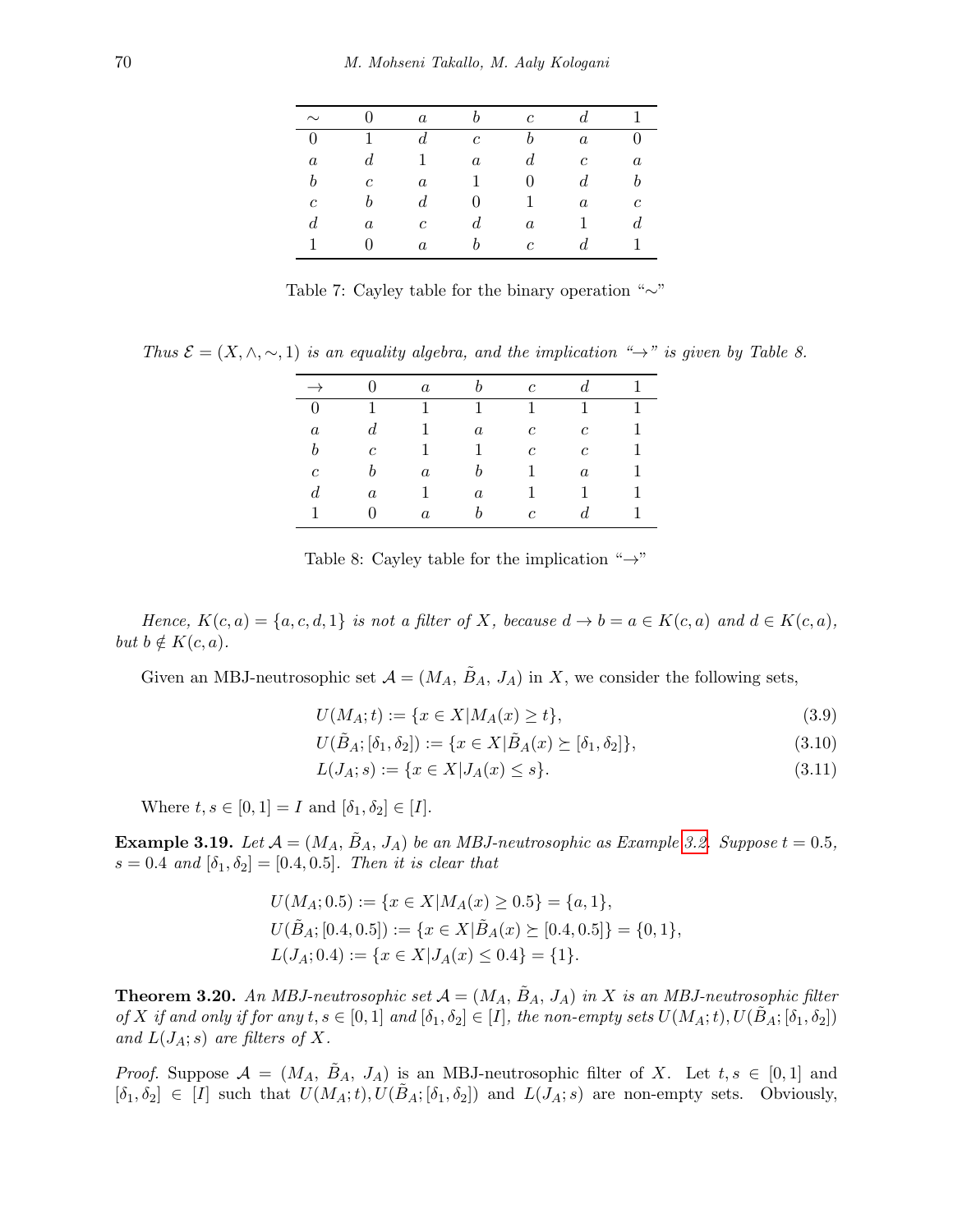| $\sim$ | $0$ | $a$ | $b$ | $c$ | $d$ | $1$ |
|---|---|---|---|---|---|---|
| $0$ | $1$ | $d$ | $c$ | $b$ | $a$ | $0$ |
| $a$ | $d$ | $1$ | $a$ | $d$ | $c$ | $a$ |
| $b$ | $c$ | $a$ | $1$ | $0$ | $d$ | $b$ |
| $c$ | $b$ | $d$ | $0$ | $1$ | $a$ | $c$ |
| $d$ | $a$ | $c$ | $d$ | $a$ | $1$ | $d$ |
| $1$ | $0$ | $a$ | $b$ | $c$ | $d$ | $1$ |

Table 7: Cayley table for the binary operation "$\sim$"

*Thus $\mathcal{E} = (X, \wedge, \sim, 1)$ is an equality algebra, and the implication "$\to$" is given by Table 8.*

| $\to$ | $0$ | $a$ | $b$ | $c$ | $d$ | $1$ |
|---|---|---|---|---|---|---|
| $0$ | $1$ | $1$ | $1$ | $1$ | $1$ | $1$ |
| $a$ | $d$ | $1$ | $a$ | $c$ | $c$ | $1$ |
| $b$ | $c$ | $1$ | $1$ | $c$ | $c$ | $1$ |
| $c$ | $b$ | $a$ | $b$ | $1$ | $a$ | $1$ |
| $d$ | $a$ | $1$ | $a$ | $1$ | $1$ | $1$ |
| $1$ | $0$ | $a$ | $b$ | $c$ | $d$ | $1$ |

Table 8: Cayley table for the implication "$\to$"

*Hence, $K(c, a) = \{a, c, d, 1\}$ is not a filter of $X$, because $d \to b = a \in K(c, a)$ and $d \in K(c, a)$, but $b \notin K(c, a)$.*

Given an MBJ-neutrosophic set $\mathcal{A} = (M_A, \tilde{B}_A, J_A)$ in $X$, we consider the following sets,

$$U(M_A; t) := \{x \in X | M_A(x) \geq t\}, \tag{3.9}$$

$$U(\tilde{B}_A; [\delta_1, \delta_2]) := \{x \in X | \tilde{B}_A(x) \succeq [\delta_1, \delta_2]\}, \tag{3.10}$$

$$L(J_A; s) := \{x \in X | J_A(x) \leq s\}. \tag{3.11}$$

Where $t, s \in [0, 1] = I$ and $[\delta_1, \delta_2] \in [I]$.

**Example 3.19.** *Let $\mathcal{A} = (M_A, \tilde{B}_A, J_A)$ be an MBJ-neutrosophic as Example 3.2. Suppose $t = 0.5$, $s = 0.4$ and $[\delta_1, \delta_2] = [0.4, 0.5]$. Then it is clear that*

$$U(M_A; 0.5) := \{x \in X | M_A(x) \geq 0.5\} = \{a, 1\},$$
$$U(\tilde{B}_A; [0.4, 0.5]) := \{x \in X | \tilde{B}_A(x) \succeq [0.4, 0.5]\} = \{0, 1\},$$
$$L(J_A; 0.4) := \{x \in X | J_A(x) \leq 0.4\} = \{1\}.$$

**Theorem 3.20.** *An MBJ-neutrosophic set $\mathcal{A} = (M_A, \tilde{B}_A, J_A)$ in $X$ is an MBJ-neutrosophic filter of $X$ if and only if for any $t, s \in [0, 1]$ and $[\delta_1, \delta_2] \in [I]$, the non-empty sets $U(M_A; t), U(\tilde{B}_A; [\delta_1, \delta_2])$ and $L(J_A; s)$ are filters of $X$.*

*Proof.* Suppose $\mathcal{A} = (M_A, \tilde{B}_A, J_A)$ is an MBJ-neutrosophic filter of $X$. Let $t, s \in [0, 1]$ and $[\delta_1, \delta_2] \in [I]$ such that $U(M_A; t), U(\tilde{B}_A; [\delta_1, \delta_2])$ and $L(J_A; s)$ are non-empty sets. Obviously,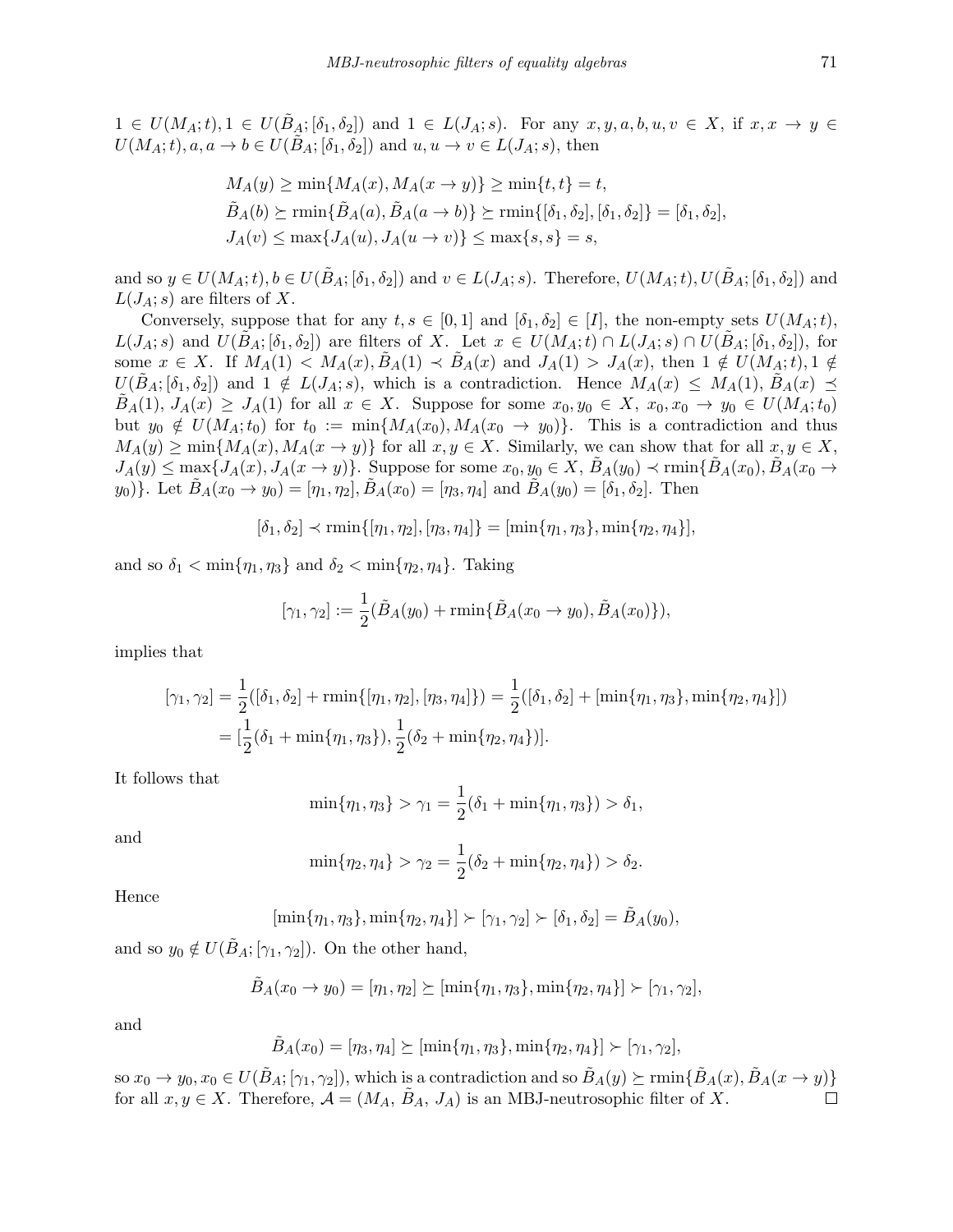$1 \in U(M_A; t), 1 \in U(\tilde{B}_A; [\delta_1, \delta_2])$ and $1 \in L(J_A; s)$. For any $x, y, a, b, u, v \in X$, if $x, x \to y \in U(M_A; t), a, a \to b \in U(\tilde{B}_A; [\delta_1, \delta_2])$ and $u, u \to v \in L(J_A; s)$, then

$$
\begin{aligned}
&M_A(y) \geq \min\{M_A(x), M_A(x \to y)\} \geq \min\{t, t\} = t, \\
&\tilde{B}_A(b) \succeq \text{rmin}\{\tilde{B}_A(a), \tilde{B}_A(a \to b)\} \succeq \text{rmin}\{[\delta_1, \delta_2], [\delta_1, \delta_2]\} = [\delta_1, \delta_2], \\
&J_A(v) \leq \max\{J_A(u), J_A(u \to v)\} \leq \max\{s, s\} = s,
\end{aligned}
$$

and so $y \in U(M_A; t), b \in U(\tilde{B}_A; [\delta_1, \delta_2])$ and $v \in L(J_A; s)$. Therefore, $U(M_A; t), U(\tilde{B}_A; [\delta_1, \delta_2])$ and $L(J_A; s)$ are filters of $X$.

Conversely, suppose that for any $t, s \in [0, 1]$ and $[\delta_1, \delta_2] \in [I]$, the non-empty sets $U(M_A; t)$, $L(J_A; s)$ and $U(\tilde{B}_A; [\delta_1, \delta_2])$ are filters of $X$. Let $x \in U(M_A; t) \cap L(J_A; s) \cap U(\tilde{B}_A; [\delta_1, \delta_2])$, for some $x \in X$. If $M_A(1) < M_A(x), \tilde{B}_A(1) \prec \tilde{B}_A(x)$ and $J_A(1) > J_A(x)$, then $1 \notin U(M_A; t), 1 \notin U(\tilde{B}_A; [\delta_1, \delta_2])$ and $1 \notin L(J_A; s)$, which is a contradiction. Hence $M_A(x) \leq M_A(1), \tilde{B}_A(x) \preceq \tilde{B}_A(1)$, $J_A(x) \geq J_A(1)$ for all $x \in X$. Suppose for some $x_0, y_0 \in X$, $x_0, x_0 \to y_0 \in U(M_A; t_0)$ but $y_0 \notin U(M_A; t_0)$ for $t_0 := \min\{M_A(x_0), M_A(x_0 \to y_0)\}$. This is a contradiction and thus $M_A(y) \geq \min\{M_A(x), M_A(x \to y)\}$ for all $x, y \in X$. Similarly, we can show that for all $x, y \in X$, $J_A(y) \leq \max\{J_A(x), J_A(x \to y)\}$. Suppose for some $x_0, y_0 \in X$, $\tilde{B}_A(y_0) \prec \text{rmin}\{\tilde{B}_A(x_0), \tilde{B}_A(x_0 \to y_0)\}$. Let $\tilde{B}_A(x_0 \to y_0) = [\eta_1, \eta_2], \tilde{B}_A(x_0) = [\eta_3, \eta_4]$ and $\tilde{B}_A(y_0) = [\delta_1, \delta_2]$. Then

$$
[\delta_1, \delta_2] \prec \text{rmin}\{[\eta_1, \eta_2], [\eta_3, \eta_4]\} = [\min\{\eta_1, \eta_3\}, \min\{\eta_2, \eta_4\}],
$$

and so $\delta_1 < \min\{\eta_1, \eta_3\}$ and $\delta_2 < \min\{\eta_2, \eta_4\}$. Taking

$$
[\gamma_1, \gamma_2] := \frac{1}{2}(\tilde{B}_A(y_0) + \text{rmin}\{\tilde{B}_A(x_0 \to y_0), \tilde{B}_A(x_0)\}),
$$

implies that

$$
\begin{aligned}
[\gamma_1, \gamma_2] &= \frac{1}{2}([\delta_1, \delta_2] + \text{rmin}\{[\eta_1, \eta_2], [\eta_3, \eta_4]\}) = \frac{1}{2}([\delta_1, \delta_2] + [\min\{\eta_1, \eta_3\}, \min\{\eta_2, \eta_4\}]) \\
&= [\frac{1}{2}(\delta_1 + \min\{\eta_1, \eta_3\}), \frac{1}{2}(\delta_2 + \min\{\eta_2, \eta_4\})].
\end{aligned}
$$

It follows that

$$
\min\{\eta_1, \eta_3\} > \gamma_1 = \frac{1}{2}(\delta_1 + \min\{\eta_1, \eta_3\}) > \delta_1,
$$

and

$$
\min\{\eta_2, \eta_4\} > \gamma_2 = \frac{1}{2}(\delta_2 + \min\{\eta_2, \eta_4\}) > \delta_2.
$$

Hence

$$
[\min\{\eta_1, \eta_3\}, \min\{\eta_2, \eta_4\}] \succ [\gamma_1, \gamma_2] \succ [\delta_1, \delta_2] = \tilde{B}_A(y_0),
$$

and so $y_0 \notin U(\tilde{B}_A; [\gamma_1, \gamma_2])$. On the other hand,

$$
\tilde{B}_A(x_0 \to y_0) = [\eta_1, \eta_2] \succeq [\min\{\eta_1, \eta_3\}, \min\{\eta_2, \eta_4\}] \succ [\gamma_1, \gamma_2],
$$

and

$$
\tilde{B}_A(x_0) = [\eta_3, \eta_4] \succeq [\min\{\eta_1, \eta_3\}, \min\{\eta_2, \eta_4\}] \succ [\gamma_1, \gamma_2],
$$

so $x_0 \to y_0, x_0 \in U(\tilde{B}_A; [\gamma_1, \gamma_2])$, which is a contradiction and so $\tilde{B}_A(y) \succeq \text{rmin}\{\tilde{B}_A(x), \tilde{B}_A(x \to y)\}$ for all $x, y \in X$. Therefore, $\mathcal{A} = (M_A, \tilde{B}_A, J_A)$ is an MBJ-neutrosophic filter of $X$. $\square$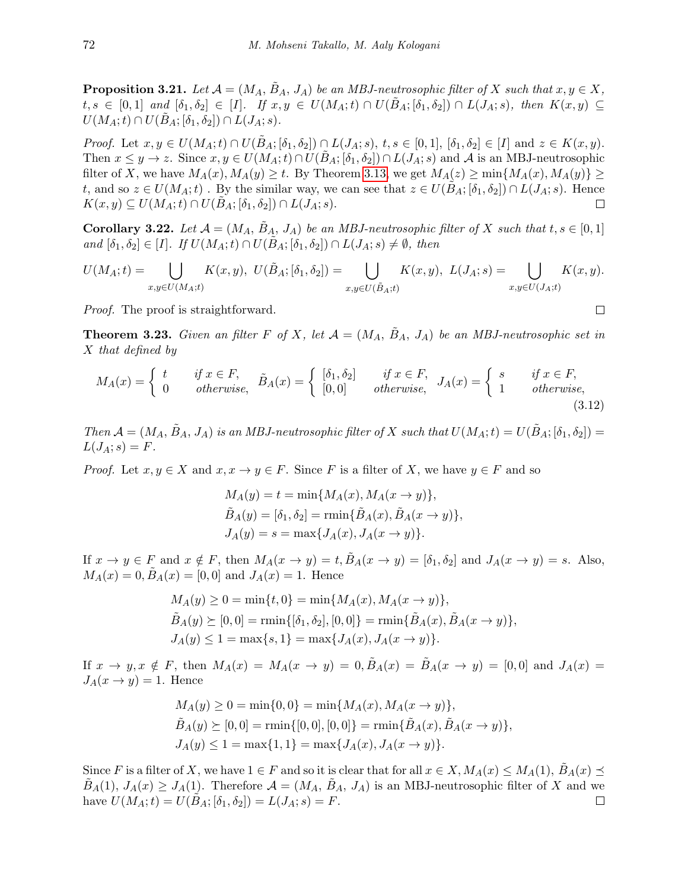**Proposition 3.21.** *Let $\mathcal{A} = (M_A, \tilde{B}_A, J_A)$ be an MBJ-neutrosophic filter of $X$ such that $x, y \in X$, $t, s \in [0,1]$ and $[\delta_1, \delta_2] \in [I]$. If $x, y \in U(M_A; t) \cap U(\tilde{B}_A; [\delta_1, \delta_2]) \cap L(J_A; s)$, then $K(x, y) \subseteq U(M_A; t) \cap U(\tilde{B}_A; [\delta_1, \delta_2]) \cap L(J_A; s)$.*

*Proof.* Let $x, y \in U(M_A; t) \cap U(\tilde{B}_A; [\delta_1, \delta_2]) \cap L(J_A; s)$, $t, s \in [0,1]$, $[\delta_1, \delta_2] \in [I]$ and $z \in K(x, y)$. Then $x \leq y \to z$. Since $x, y \in U(M_A; t) \cap U(\tilde{B}_A; [\delta_1, \delta_2]) \cap L(J_A; s)$ and $\mathcal{A}$ is an MBJ-neutrosophic filter of $X$, we have $M_A(x), M_A(y) \geq t$. By Theorem 3.13, we get $M_A(z) \geq \min\{M_A(x), M_A(y)\} \geq t$, and so $z \in U(M_A; t)$ . By the similar way, we can see that $z \in U(\tilde{B}_A; [\delta_1, \delta_2]) \cap L(J_A; s)$. Hence $K(x, y) \subseteq U(M_A; t) \cap U(\tilde{B}_A; [\delta_1, \delta_2]) \cap L(J_A; s)$. □

**Corollary 3.22.** *Let $\mathcal{A} = (M_A, \tilde{B}_A, J_A)$ be an MBJ-neutrosophic filter of $X$ such that $t, s \in [0,1]$ and $[\delta_1, \delta_2] \in [I]$. If $U(M_A; t) \cap U(\tilde{B}_A; [\delta_1, \delta_2]) \cap L(J_A; s) \neq \emptyset$, then*

$$U(M_A; t) = \bigcup_{x,y \in U(M_A;t)} K(x, y), \ U(\tilde{B}_A; [\delta_1, \delta_2]) = \bigcup_{x,y \in U(\tilde{B}_A;t)} K(x, y), \ L(J_A; s) = \bigcup_{x,y \in U(J_A;t)} K(x, y).$$

*Proof.* The proof is straightforward. □

**Theorem 3.23.** *Given an filter $F$ of $X$, let $\mathcal{A} = (M_A, \tilde{B}_A, J_A)$ be an MBJ-neutrosophic set in $X$ that defined by*

$$M_A(x) = \begin{cases} t & \text{if } x \in F, \\ 0 & \text{otherwise,} \end{cases} \quad \tilde{B}_A(x) = \begin{cases} [\delta_1, \delta_2] & \text{if } x \in F, \\ [0,0] & \text{otherwise,} \end{cases} \quad J_A(x) = \begin{cases} s & \text{if } x \in F, \\ 1 & \text{otherwise,} \end{cases} \tag{3.12}$$

*Then $\mathcal{A} = (M_A, \tilde{B}_A, J_A)$ is an MBJ-neutrosophic filter of $X$ such that $U(M_A; t) = U(\tilde{B}_A; [\delta_1, \delta_2]) = L(J_A; s) = F$.*

*Proof.* Let $x, y \in X$ and $x, x \to y \in F$. Since $F$ is a filter of $X$, we have $y \in F$ and so

$$\begin{aligned} M_A(y) &= t = \min\{M_A(x), M_A(x \to y)\}, \\ \tilde{B}_A(y) &= [\delta_1, \delta_2] = \text{rmin}\{\tilde{B}_A(x), \tilde{B}_A(x \to y)\}, \\ J_A(y) &= s = \max\{J_A(x), J_A(x \to y)\}. \end{aligned}$$

If $x \to y \in F$ and $x \notin F$, then $M_A(x \to y) = t$, $\tilde{B}_A(x \to y) = [\delta_1, \delta_2]$ and $J_A(x \to y) = s$. Also, $M_A(x) = 0$, $\tilde{B}_A(x) = [0,0]$ and $J_A(x) = 1$. Hence

$$\begin{aligned} M_A(y) &\geq 0 = \min\{t, 0\} = \min\{M_A(x), M_A(x \to y)\}, \\ \tilde{B}_A(y) &\succeq [0,0] = \text{rmin}\{[\delta_1, \delta_2], [0,0]\} = \text{rmin}\{\tilde{B}_A(x), \tilde{B}_A(x \to y)\}, \\ J_A(y) &\leq 1 = \max\{s, 1\} = \max\{J_A(x), J_A(x \to y)\}. \end{aligned}$$

If $x \to y, x \notin F$, then $M_A(x) = M_A(x \to y) = 0$, $\tilde{B}_A(x) = \tilde{B}_A(x \to y) = [0,0]$ and $J_A(x) = J_A(x \to y) = 1$. Hence

$$\begin{aligned} M_A(y) &\geq 0 = \min\{0, 0\} = \min\{M_A(x), M_A(x \to y)\}, \\ \tilde{B}_A(y) &\succeq [0,0] = \text{rmin}\{[0,0], [0,0]\} = \text{rmin}\{\tilde{B}_A(x), \tilde{B}_A(x \to y)\}, \\ J_A(y) &\leq 1 = \max\{1, 1\} = \max\{J_A(x), J_A(x \to y)\}. \end{aligned}$$

Since $F$ is a filter of $X$, we have $1 \in F$ and so it is clear that for all $x \in X, M_A(x) \leq M_A(1)$, $\tilde{B}_A(x) \preceq \tilde{B}_A(1)$, $J_A(x) \geq J_A(1)$. Therefore $\mathcal{A} = (M_A, \tilde{B}_A, J_A)$ is an MBJ-neutrosophic filter of $X$ and we have $U(M_A; t) = U(\tilde{B}_A; [\delta_1, \delta_2]) = L(J_A; s) = F$. □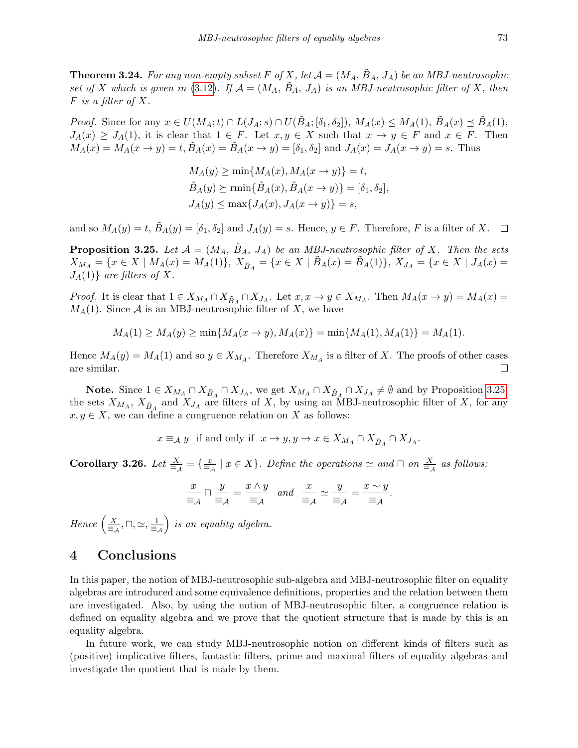**Theorem 3.24.** *For any non-empty subset $F$ of $X$, let $\mathcal{A} = (M_A, \tilde{B}_A, J_A)$ be an MBJ-neutrosophic set of $X$ which is given in (3.12). If $\mathcal{A} = (M_A, \tilde{B}_A, J_A)$ is an MBJ-neutrosophic filter of $X$, then $F$ is a filter of $X$.*

*Proof.* Since for any $x \in U(M_A; t) \cap L(J_A; s) \cap U(\tilde{B}_A; [\delta_1, \delta_2])$, $M_A(x) \leq M_A(1)$, $\tilde{B}_A(x) \preceq \tilde{B}_A(1)$, $J_A(x) \geq J_A(1)$, it is clear that $1 \in F$. Let $x, y \in X$ such that $x \to y \in F$ and $x \in F$. Then $M_A(x) = M_A(x \to y) = t, \tilde{B}_A(x) = \tilde{B}_A(x \to y) = [\delta_1, \delta_2]$ and $J_A(x) = J_A(x \to y) = s$. Thus

$$M_A(y) \geq \min\{M_A(x), M_A(x \to y)\} = t,$$
$$\tilde{B}_A(y) \succeq \text{rmin}\{\tilde{B}_A(x), \tilde{B}_A(x \to y)\} = [\delta_1, \delta_2],$$
$$J_A(y) \leq \max\{J_A(x), J_A(x \to y)\} = s,$$

and so $M_A(y) = t$, $\tilde{B}_A(y) = [\delta_1, \delta_2]$ and $J_A(y) = s$. Hence, $y \in F$. Therefore, $F$ is a filter of $X$. $\square$

**Proposition 3.25.** *Let $\mathcal{A} = (M_A, \tilde{B}_A, J_A)$ be an MBJ-neutrosophic filter of $X$. Then the sets $X_{M_A} = \{x \in X \mid M_A(x) = M_A(1)\}$, $X_{\tilde{B}_A} = \{x \in X \mid \tilde{B}_A(x) = \tilde{B}_A(1)\}$, $X_{J_A} = \{x \in X \mid J_A(x) = J_A(1)\}$ are filters of $X$.*

*Proof.* It is clear that $1 \in X_{M_A} \cap X_{\tilde{B}_A} \cap X_{J_A}$. Let $x, x \to y \in X_{M_A}$. Then $M_A(x \to y) = M_A(x) = M_A(1)$. Since $\mathcal{A}$ is an MBJ-neutrosophic filter of $X$, we have

$$M_A(1) \geq M_A(y) \geq \min\{M_A(x \to y), M_A(x)\} = \min\{M_A(1), M_A(1)\} = M_A(1).$$

Hence $M_A(y) = M_A(1)$ and so $y \in X_{M_A}$. Therefore $X_{M_A}$ is a filter of $X$. The proofs of other cases are similar. $\square$

**Note.** Since $1 \in X_{M_A} \cap X_{\tilde{B}_A} \cap X_{J_A}$, we get $X_{M_A} \cap X_{\tilde{B}_A} \cap X_{J_A} \neq \emptyset$ and by Proposition 3.25, the sets $X_{M_A}$, $X_{\tilde{B}_A}$ and $X_{J_A}$ are filters of $X$, by using an MBJ-neutrosophic filter of $X$, for any $x, y \in X$, we can define a congruence relation on $X$ as follows:

$$x \equiv_{\mathcal{A}} y \;\text{ if and only if }\; x \to y, y \to x \in X_{M_A} \cap X_{\tilde{B}_A} \cap X_{J_A}.$$

**Corollary 3.26.** *Let $\frac{X}{\equiv_{\mathcal{A}}} = \{\frac{x}{\equiv_{\mathcal{A}}} \mid x \in X\}$. Define the operations $\simeq$ and $\sqcap$ on $\frac{X}{\equiv_{\mathcal{A}}}$ as follows:*

$$\frac{x}{\equiv_{\mathcal{A}}} \sqcap \frac{y}{\equiv_{\mathcal{A}}} = \frac{x \wedge y}{\equiv_{\mathcal{A}}} \;\text{ and }\; \frac{x}{\equiv_{\mathcal{A}}} \simeq \frac{y}{\equiv_{\mathcal{A}}} = \frac{x \sim y}{\equiv_{\mathcal{A}}}.$$

*Hence $\left(\frac{X}{\equiv_{\mathcal{A}}}, \sqcap, \simeq, \frac{1}{\equiv_{\mathcal{A}}}\right)$ is an equality algebra.*

## 4 Conclusions

In this paper, the notion of MBJ-neutrosophic sub-algebra and MBJ-neutrosophic filter on equality algebras are introduced and some equivalence definitions, properties and the relation between them are investigated. Also, by using the notion of MBJ-neutrosophic filter, a congruence relation is defined on equality algebra and we prove that the quotient structure that is made by this is an equality algebra.

In future work, we can study MBJ-neutrosophic notion on different kinds of filters such as (positive) implicative filters, fantastic filters, prime and maximal filters of equality algebras and investigate the quotient that is made by them.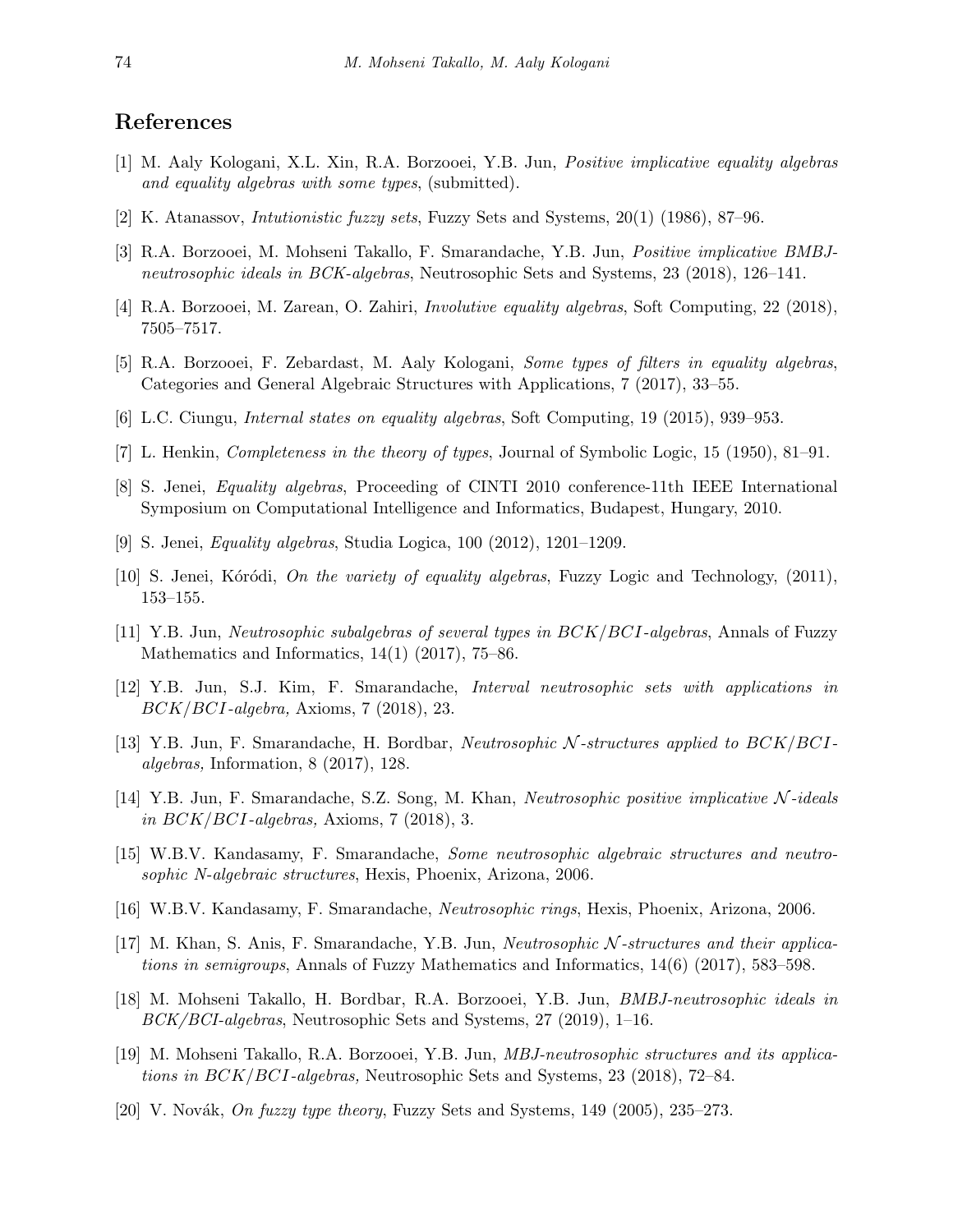## References

[1] M. Aaly Kologani, X.L. Xin, R.A. Borzooei, Y.B. Jun, *Positive implicative equality algebras and equality algebras with some types*, (submitted).

[2] K. Atanassov, *Intutionistic fuzzy sets*, Fuzzy Sets and Systems, 20(1) (1986), 87–96.

[3] R.A. Borzooei, M. Mohseni Takallo, F. Smarandache, Y.B. Jun, *Positive implicative BMBJ-neutrosophic ideals in BCK-algebras*, Neutrosophic Sets and Systems, 23 (2018), 126–141.

[4] R.A. Borzooei, M. Zarean, O. Zahiri, *Involutive equality algebras*, Soft Computing, 22 (2018), 7505–7517.

[5] R.A. Borzooei, F. Zebardast, M. Aaly Kologani, *Some types of filters in equality algebras*, Categories and General Algebraic Structures with Applications, 7 (2017), 33–55.

[6] L.C. Ciungu, *Internal states on equality algebras*, Soft Computing, 19 (2015), 939–953.

[7] L. Henkin, *Completeness in the theory of types*, Journal of Symbolic Logic, 15 (1950), 81–91.

[8] S. Jenei, *Equality algebras*, Proceeding of CINTI 2010 conference-11th IEEE International Symposium on Computational Intelligence and Informatics, Budapest, Hungary, 2010.

[9] S. Jenei, *Equality algebras*, Studia Logica, 100 (2012), 1201–1209.

[10] S. Jenei, Kóródi, *On the variety of equality algebras*, Fuzzy Logic and Technology, (2011), 153–155.

[11] Y.B. Jun, *Neutrosophic subalgebras of several types in BCK/BCI-algebras*, Annals of Fuzzy Mathematics and Informatics, 14(1) (2017), 75–86.

[12] Y.B. Jun, S.J. Kim, F. Smarandache, *Interval neutrosophic sets with applications in BCK/BCI-algebra,* Axioms, 7 (2018), 23.

[13] Y.B. Jun, F. Smarandache, H. Bordbar, *Neutrosophic $\mathcal{N}$-structures applied to BCK/BCI-algebras,* Information, 8 (2017), 128.

[14] Y.B. Jun, F. Smarandache, S.Z. Song, M. Khan, *Neutrosophic positive implicative $\mathcal{N}$-ideals in BCK/BCI-algebras,* Axioms, 7 (2018), 3.

[15] W.B.V. Kandasamy, F. Smarandache, *Some neutrosophic algebraic structures and neutrosophic N-algebraic structures*, Hexis, Phoenix, Arizona, 2006.

[16] W.B.V. Kandasamy, F. Smarandache, *Neutrosophic rings*, Hexis, Phoenix, Arizona, 2006.

[17] M. Khan, S. Anis, F. Smarandache, Y.B. Jun, *Neutrosophic $\mathcal{N}$-structures and their applications in semigroups*, Annals of Fuzzy Mathematics and Informatics, 14(6) (2017), 583–598.

[18] M. Mohseni Takallo, H. Bordbar, R.A. Borzooei, Y.B. Jun, *BMBJ-neutrosophic ideals in BCK/BCI-algebras*, Neutrosophic Sets and Systems, 27 (2019), 1–16.

[19] M. Mohseni Takallo, R.A. Borzooei, Y.B. Jun, *MBJ-neutrosophic structures and its applications in BCK/BCI-algebras,* Neutrosophic Sets and Systems, 23 (2018), 72–84.

[20] V. Novák, *On fuzzy type theory*, Fuzzy Sets and Systems, 149 (2005), 235–273.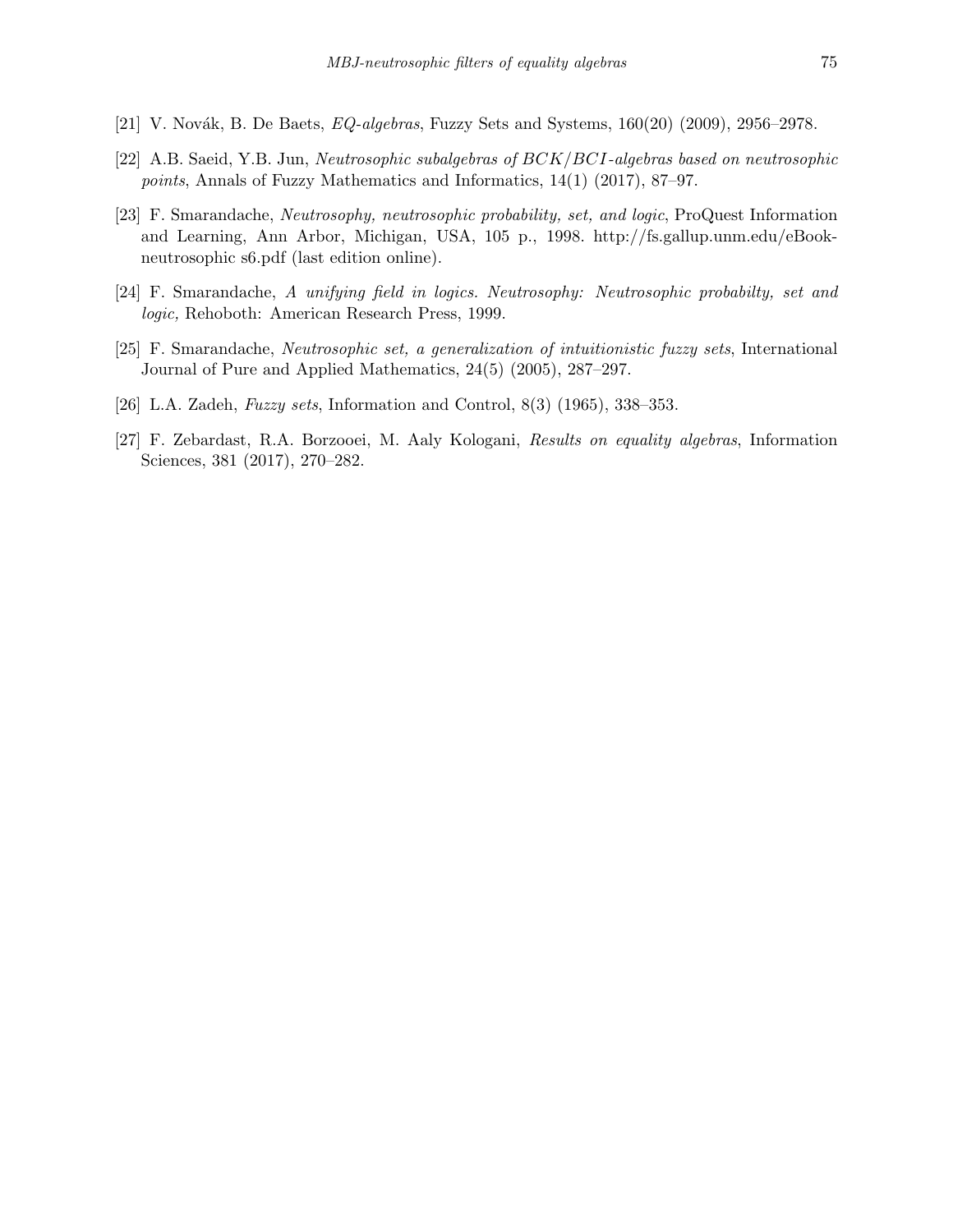[21] V. Novák, B. De Baets, *EQ-algebras*, Fuzzy Sets and Systems, 160(20) (2009), 2956–2978.

[22] A.B. Saeid, Y.B. Jun, *Neutrosophic subalgebras of $BCK/BCI$-algebras based on neutrosophic points*, Annals of Fuzzy Mathematics and Informatics, 14(1) (2017), 87–97.

[23] F. Smarandache, *Neutrosophy, neutrosophic probability, set, and logic*, ProQuest Information and Learning, Ann Arbor, Michigan, USA, 105 p., 1998. http://fs.gallup.unm.edu/eBook-neutrosophic s6.pdf (last edition online).

[24] F. Smarandache, *A unifying field in logics. Neutrosophy: Neutrosophic probabilty, set and logic,* Rehoboth: American Research Press, 1999.

[25] F. Smarandache, *Neutrosophic set, a generalization of intuitionistic fuzzy sets*, International Journal of Pure and Applied Mathematics, 24(5) (2005), 287–297.

[26] L.A. Zadeh, *Fuzzy sets*, Information and Control, 8(3) (1965), 338–353.

[27] F. Zebardast, R.A. Borzooei, M. Aaly Kologani, *Results on equality algebras*, Information Sciences, 381 (2017), 270–282.